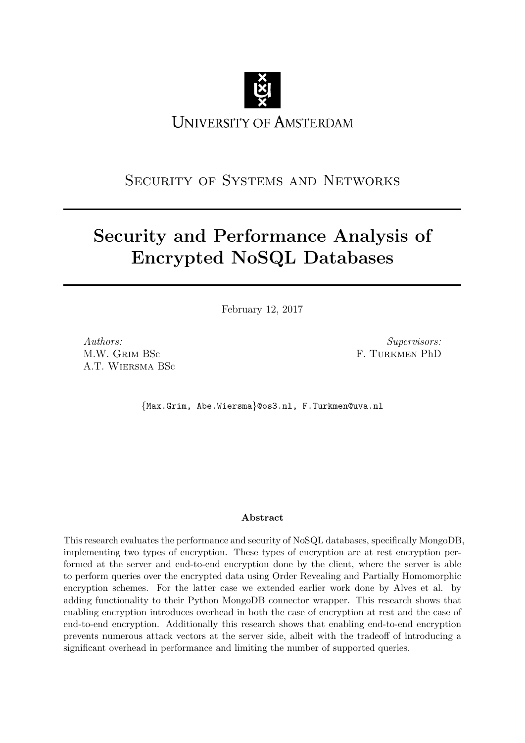University of Amsterdam

Security of Systems and Networks

# Security and Performance Analysis of Encrypted NoSQL Databases

February 12, 2017

*Authors:*
M.W. Grim BSc
A.T. Wiersma BSc

*Supervisors:*
F. Turkmen PhD

{Max.Grim, Abe.Wiersma}@os3.nl, F.Turkmen@uva.nl

**Abstract**

This research evaluates the performance and security of NoSQL databases, specifically MongoDB, implementing two types of encryption. These types of encryption are at rest encryption performed at the server and end-to-end encryption done by the client, where the server is able to perform queries over the encrypted data using Order Revealing and Partially Homomorphic encryption schemes. For the latter case we extended earlier work done by Alves et al. by adding functionality to their Python MongoDB connector wrapper. This research shows that enabling encryption introduces overhead in both the case of encryption at rest and the case of end-to-end encryption. Additionally this research shows that enabling end-to-end encryption prevents numerous attack vectors at the server side, albeit with the tradeoff of introducing a significant overhead in performance and limiting the number of supported queries.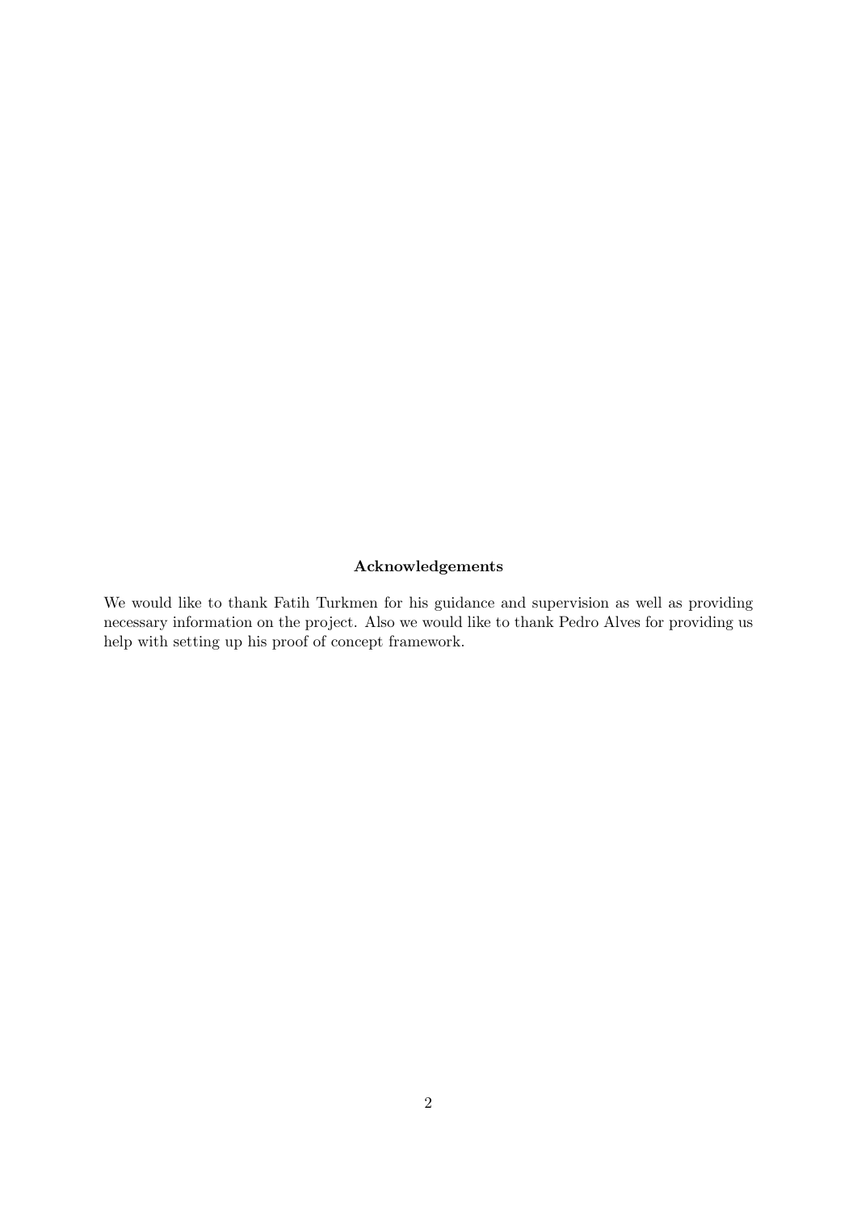**Acknowledgements**

We would like to thank Fatih Turkmen for his guidance and supervision as well as providing necessary information on the project. Also we would like to thank Pedro Alves for providing us help with setting up his proof of concept framework.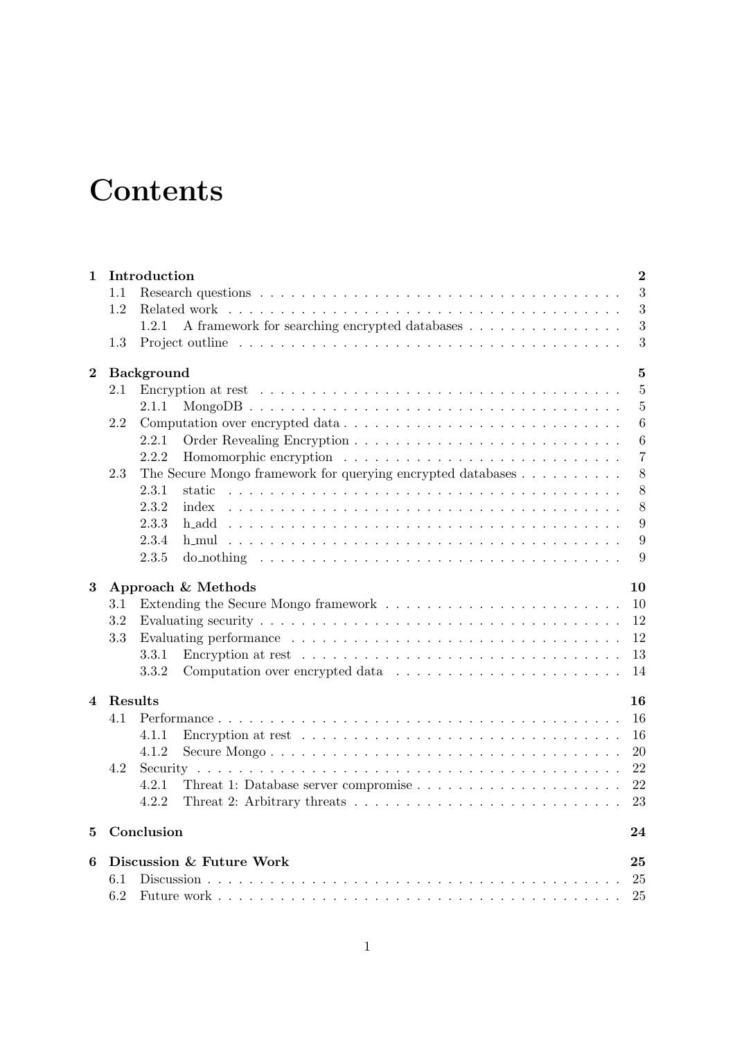# Contents

- **1 Introduction** — 2
  - 1.1 Research questions — 3
  - 1.2 Related work — 3
    - 1.2.1 A framework for searching encrypted databases — 3
  - 1.3 Project outline — 3
- **2 Background** — 5
  - 2.1 Encryption at rest — 5
    - 2.1.1 MongoDB — 5
  - 2.2 Computation over encrypted data — 6
    - 2.2.1 Order Revealing Encryption — 6
    - 2.2.2 Homomorphic encryption — 7
  - 2.3 The Secure Mongo framework for querying encrypted databases — 8
    - 2.3.1 static — 8
    - 2.3.2 index — 8
    - 2.3.3 h_add — 9
    - 2.3.4 h_mul — 9
    - 2.3.5 do_nothing — 9
- **3 Approach & Methods** — 10
  - 3.1 Extending the Secure Mongo framework — 10
  - 3.2 Evaluating security — 12
  - 3.3 Evaluating performance — 12
    - 3.3.1 Encryption at rest — 13
    - 3.3.2 Computation over encrypted data — 14
- **4 Results** — 16
  - 4.1 Performance — 16
    - 4.1.1 Encryption at rest — 16
    - 4.1.2 Secure Mongo — 20
  - 4.2 Security — 22
    - 4.2.1 Threat 1: Database server compromise — 22
    - 4.2.2 Threat 2: Arbitrary threats — 23
- **5 Conclusion** — 24
- **6 Discussion & Future Work** — 25
  - 6.1 Discussion — 25
  - 6.2 Future work — 25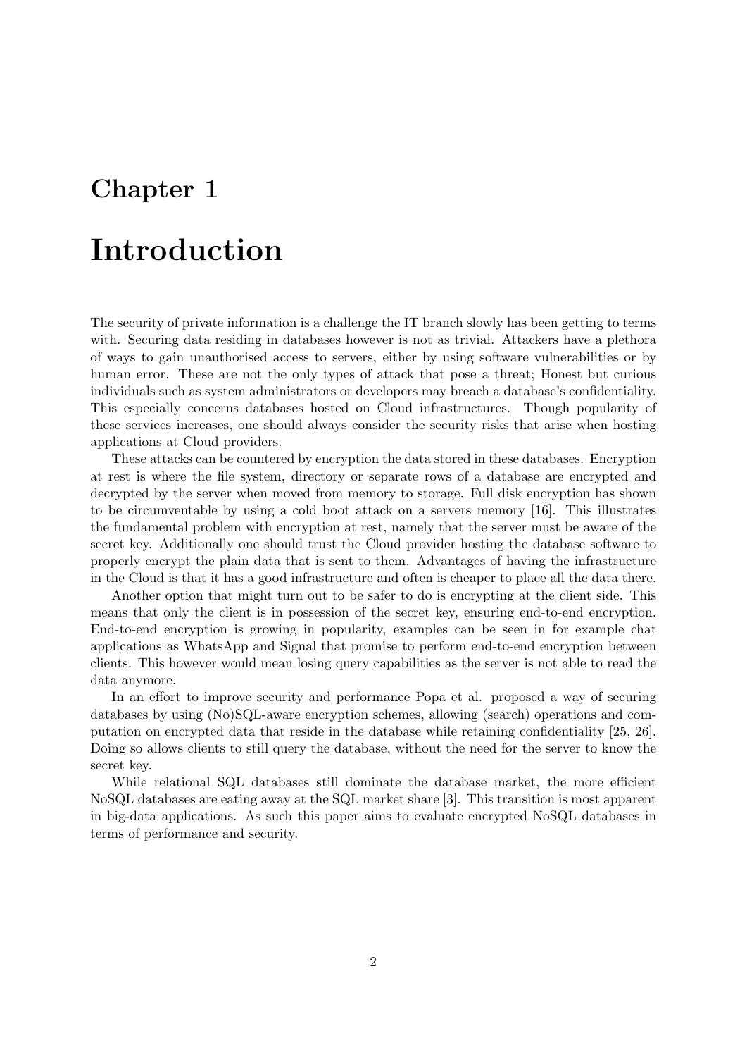# Chapter 1

# Introduction

The security of private information is a challenge the IT branch slowly has been getting to terms with. Securing data residing in databases however is not as trivial. Attackers have a plethora of ways to gain unauthorised access to servers, either by using software vulnerabilities or by human error. These are not the only types of attack that pose a threat; Honest but curious individuals such as system administrators or developers may breach a database's confidentiality. This especially concerns databases hosted on Cloud infrastructures. Though popularity of these services increases, one should always consider the security risks that arise when hosting applications at Cloud providers.

These attacks can be countered by encryption the data stored in these databases. Encryption at rest is where the file system, directory or separate rows of a database are encrypted and decrypted by the server when moved from memory to storage. Full disk encryption has shown to be circumventable by using a cold boot attack on a servers memory [16]. This illustrates the fundamental problem with encryption at rest, namely that the server must be aware of the secret key. Additionally one should trust the Cloud provider hosting the database software to properly encrypt the plain data that is sent to them. Advantages of having the infrastructure in the Cloud is that it has a good infrastructure and often is cheaper to place all the data there.

Another option that might turn out to be safer to do is encrypting at the client side. This means that only the client is in possession of the secret key, ensuring end-to-end encryption. End-to-end encryption is growing in popularity, examples can be seen in for example chat applications as WhatsApp and Signal that promise to perform end-to-end encryption between clients. This however would mean losing query capabilities as the server is not able to read the data anymore.

In an effort to improve security and performance Popa et al. proposed a way of securing databases by using (No)SQL-aware encryption schemes, allowing (search) operations and computation on encrypted data that reside in the database while retaining confidentiality [25, 26]. Doing so allows clients to still query the database, without the need for the server to know the secret key.

While relational SQL databases still dominate the database market, the more efficient NoSQL databases are eating away at the SQL market share [3]. This transition is most apparent in big-data applications. As such this paper aims to evaluate encrypted NoSQL databases in terms of performance and security.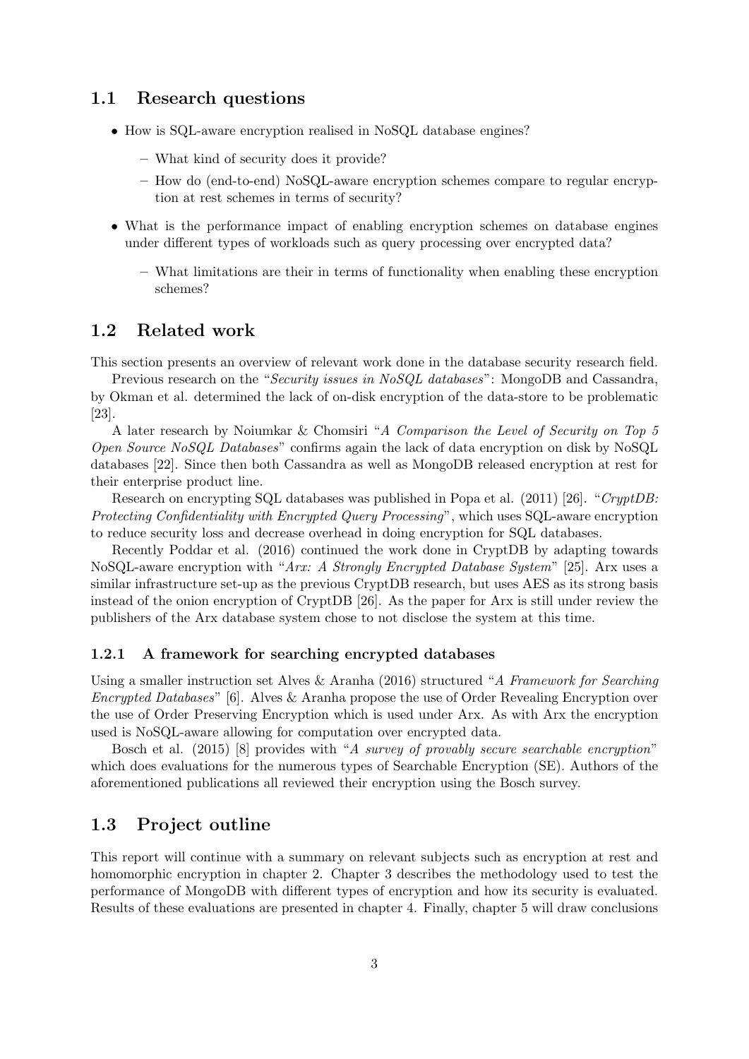## 1.1 Research questions

- How is SQL-aware encryption realised in NoSQL database engines?
  - What kind of security does it provide?
  - How do (end-to-end) NoSQL-aware encryption schemes compare to regular encryption at rest schemes in terms of security?
- What is the performance impact of enabling encryption schemes on database engines under different types of workloads such as query processing over encrypted data?
  - What limitations are their in terms of functionality when enabling these encryption schemes?

## 1.2 Related work

This section presents an overview of relevant work done in the database security research field.

Previous research on the "*Security issues in NoSQL databases*": MongoDB and Cassandra, by Okman et al. determined the lack of on-disk encryption of the data-store to be problematic [23].

A later research by Noiumkar & Chomsiri "*A Comparison the Level of Security on Top 5 Open Source NoSQL Databases*" confirms again the lack of data encryption on disk by NoSQL databases [22]. Since then both Cassandra as well as MongoDB released encryption at rest for their enterprise product line.

Research on encrypting SQL databases was published in Popa et al. (2011) [26]. "*CryptDB: Protecting Confidentiality with Encrypted Query Processing*", which uses SQL-aware encryption to reduce security loss and decrease overhead in doing encryption for SQL databases.

Recently Poddar et al. (2016) continued the work done in CryptDB by adapting towards NoSQL-aware encryption with "*Arx: A Strongly Encrypted Database System*" [25]. Arx uses a similar infrastructure set-up as the previous CryptDB research, but uses AES as its strong basis instead of the onion encryption of CryptDB [26]. As the paper for Arx is still under review the publishers of the Arx database system chose to not disclose the system at this time.

### 1.2.1 A framework for searching encrypted databases

Using a smaller instruction set Alves & Aranha (2016) structured "*A Framework for Searching Encrypted Databases*" [6]. Alves & Aranha propose the use of Order Revealing Encryption over the use of Order Preserving Encryption which is used under Arx. As with Arx the encryption used is NoSQL-aware allowing for computation over encrypted data.

Bosch et al. (2015) [8] provides with "*A survey of provably secure searchable encryption*" which does evaluations for the numerous types of Searchable Encryption (SE). Authors of the aforementioned publications all reviewed their encryption using the Bosch survey.

## 1.3 Project outline

This report will continue with a summary on relevant subjects such as encryption at rest and homomorphic encryption in chapter 2. Chapter 3 describes the methodology used to test the performance of MongoDB with different types of encryption and how its security is evaluated. Results of these evaluations are presented in chapter 4. Finally, chapter 5 will draw conclusions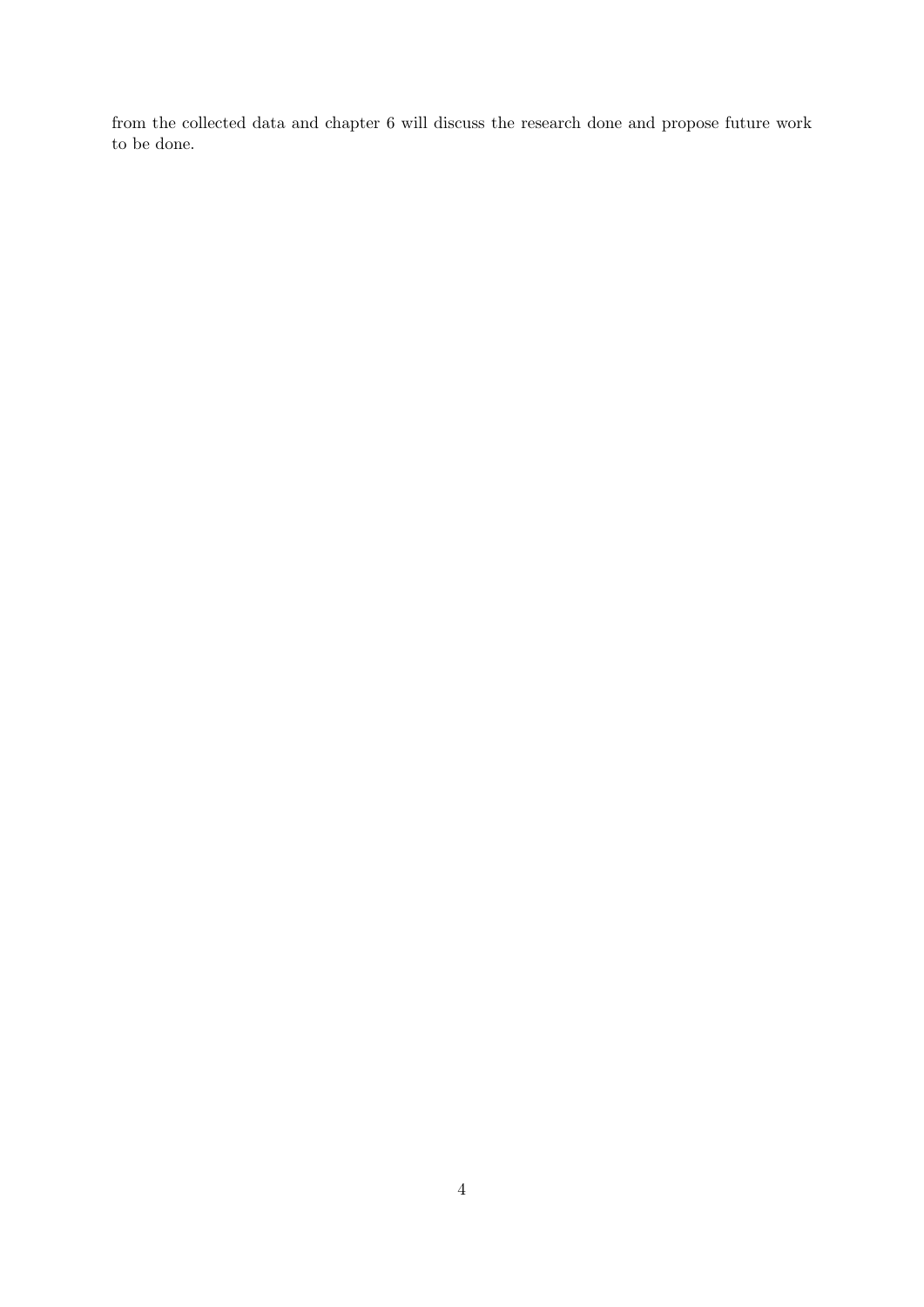from the collected data and chapter 6 will discuss the research done and propose future work to be done.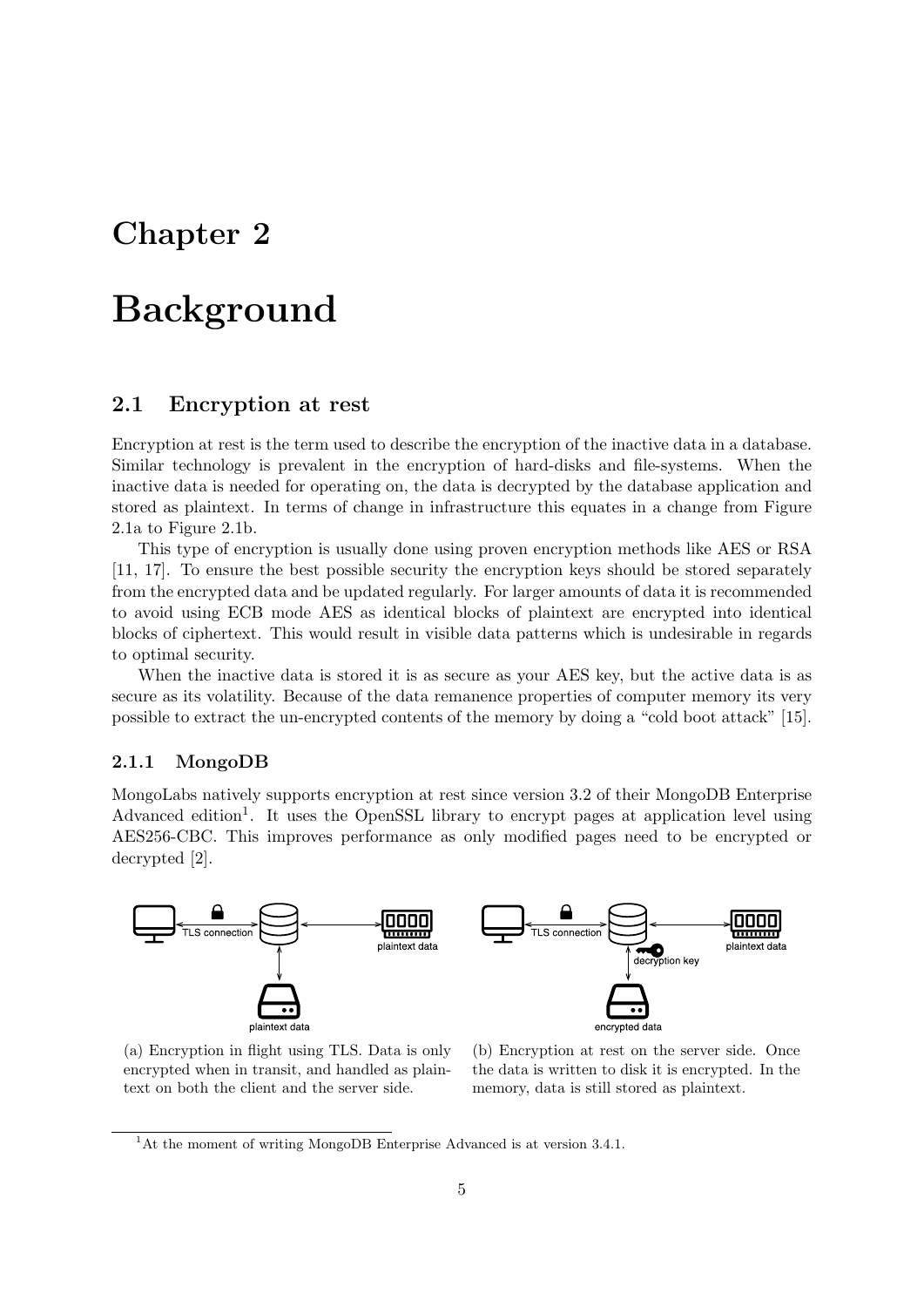# Chapter 2

# Background

## 2.1 Encryption at rest

Encryption at rest is the term used to describe the encryption of the inactive data in a database. Similar technology is prevalent in the encryption of hard-disks and file-systems. When the inactive data is needed for operating on, the data is decrypted by the database application and stored as plaintext. In terms of change in infrastructure this equates in a change from Figure 2.1a to Figure 2.1b.

This type of encryption is usually done using proven encryption methods like AES or RSA [11, 17]. To ensure the best possible security the encryption keys should be stored separately from the encrypted data and be updated regularly. For larger amounts of data it is recommended to avoid using ECB mode AES as identical blocks of plaintext are encrypted into identical blocks of ciphertext. This would result in visible data patterns which is undesirable in regards to optimal security.

When the inactive data is stored it is as secure as your AES key, but the active data is as secure as its volatility. Because of the data remanence properties of computer memory its very possible to extract the un-encrypted contents of the memory by doing a "cold boot attack" [15].

### 2.1.1 MongoDB

MongoLabs natively supports encryption at rest since version 3.2 of their MongoDB Enterprise Advanced edition[1]. It uses the OpenSSL library to encrypt pages at application level using AES256-CBC. This improves performance as only modified pages need to be encrypted or decrypted [2].

TLS connection, plaintext data, plaintext data

(a) Encryption in flight using TLS. Data is only encrypted when in transit, and handled as plaintext on both the client and the server side.

TLS connection, plaintext data, decryption key, encrypted data

(b) Encryption at rest on the server side. Once the data is written to disk it is encrypted. In the memory, data is still stored as plaintext.

[1] At the moment of writing MongoDB Enterprise Advanced is at version 3.4.1.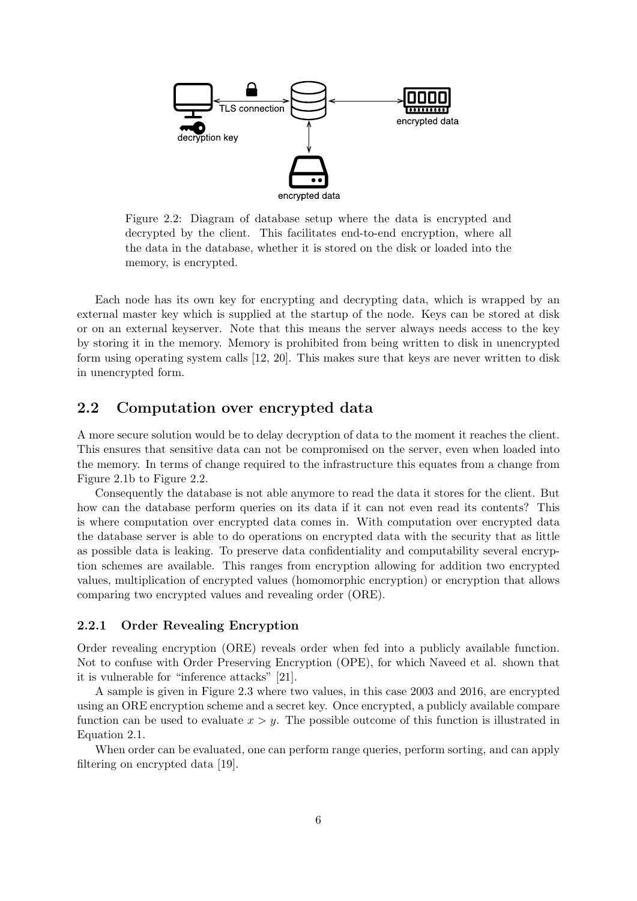Figure 2.2: Diagram of database setup where the data is encrypted and decrypted by the client. This facilitates end-to-end encryption, where all the data in the database, whether it is stored on the disk or loaded into the memory, is encrypted.

Each node has its own key for encrypting and decrypting data, which is wrapped by an external master key which is supplied at the startup of the node. Keys can be stored at disk or on an external keyserver. Note that this means the server always needs access to the key by storing it in the memory. Memory is prohibited from being written to disk in unencrypted form using operating system calls [12, 20]. This makes sure that keys are never written to disk in unencrypted form.

## 2.2 Computation over encrypted data

A more secure solution would be to delay decryption of data to the moment it reaches the client. This ensures that sensitive data can not be compromised on the server, even when loaded into the memory. In terms of change required to the infrastructure this equates from a change from Figure 2.1b to Figure 2.2.

Consequently the database is not able anymore to read the data it stores for the client. But how can the database perform queries on its data if it can not even read its contents? This is where computation over encrypted data comes in. With computation over encrypted data the database server is able to do operations on encrypted data with the security that as little as possible data is leaking. To preserve data confidentiality and computability several encryption schemes are available. This ranges from encryption allowing for addition two encrypted values, multiplication of encrypted values (homomorphic encryption) or encryption that allows comparing two encrypted values and revealing order (ORE).

### 2.2.1 Order Revealing Encryption

Order revealing encryption (ORE) reveals order when fed into a publicly available function. Not to confuse with Order Preserving Encryption (OPE), for which Naveed et al. shown that it is vulnerable for "inference attacks" [21].

A sample is given in Figure 2.3 where two values, in this case 2003 and 2016, are encrypted using an ORE encryption scheme and a secret key. Once encrypted, a publicly available compare function can be used to evaluate $x > y$. The possible outcome of this function is illustrated in Equation 2.1.

When order can be evaluated, one can perform range queries, perform sorting, and can apply filtering on encrypted data [19].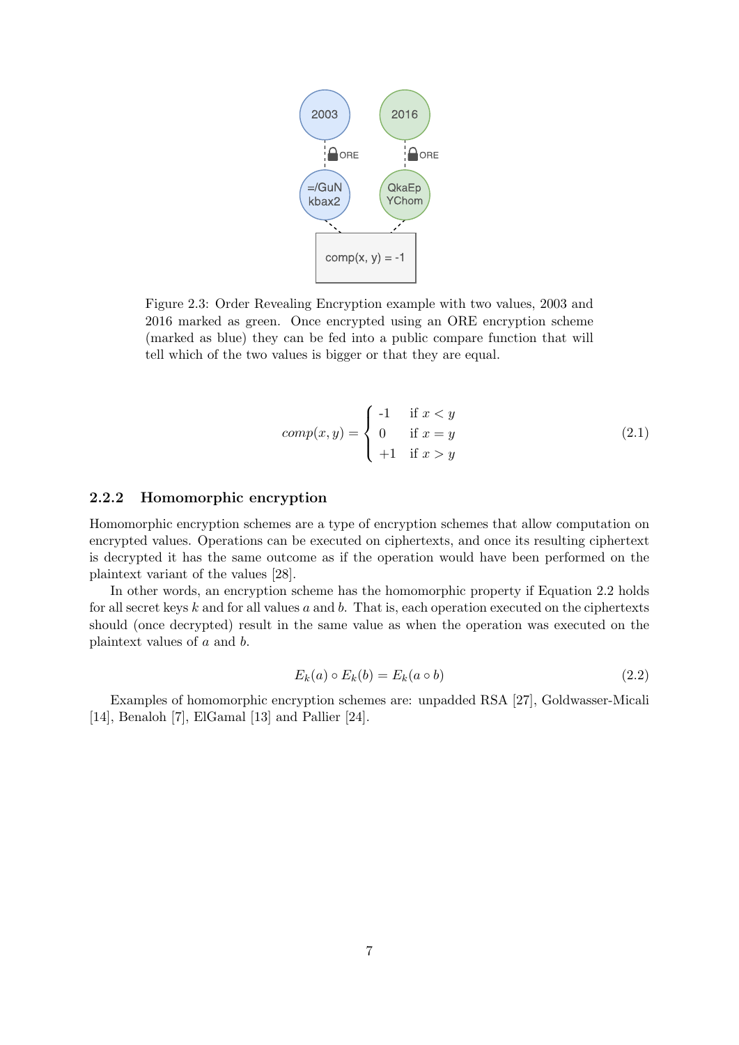Figure 2.3: Order Revealing Encryption example with two values, 2003 and 2016 marked as green. Once encrypted using an ORE encryption scheme (marked as blue) they can be fed into a public compare function that will tell which of the two values is bigger or that they are equal.

$$
comp(x, y) = \begin{cases} \text{-1} & \text{if } x < y \\ 0 & \text{if } x = y \\ +1 & \text{if } x > y \end{cases} \tag{2.1}
$$

### 2.2.2 Homomorphic encryption

Homomorphic encryption schemes are a type of encryption schemes that allow computation on encrypted values. Operations can be executed on ciphertexts, and once its resulting ciphertext is decrypted it has the same outcome as if the operation would have been performed on the plaintext variant of the values [28].

In other words, an encryption scheme has the homomorphic property if Equation 2.2 holds for all secret keys $k$ and for all values $a$ and $b$. That is, each operation executed on the ciphertexts should (once decrypted) result in the same value as when the operation was executed on the plaintext values of $a$ and $b$.

$$
E_k(a) \circ E_k(b) = E_k(a \circ b) \tag{2.2}
$$

Examples of homomorphic encryption schemes are: unpadded RSA [27], Goldwasser-Micali [14], Benaloh [7], ElGamal [13] and Pallier [24].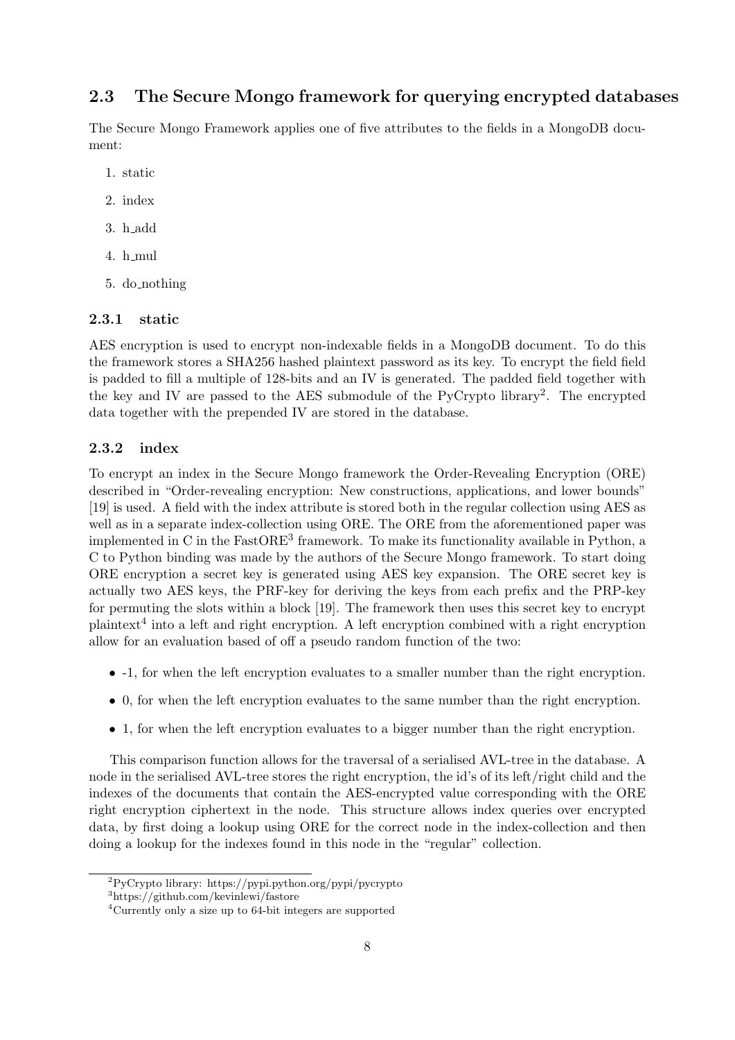## 2.3 The Secure Mongo framework for querying encrypted databases

The Secure Mongo Framework applies one of five attributes to the fields in a MongoDB document:

1. static
2. index
3. h_add
4. h_mul
5. do_nothing

### 2.3.1 static

AES encryption is used to encrypt non-indexable fields in a MongoDB document. To do this the framework stores a SHA256 hashed plaintext password as its key. To encrypt the field field is padded to fill a multiple of 128-bits and an IV is generated. The padded field together with the key and IV are passed to the AES submodule of the PyCrypto library[2]. The encrypted data together with the prepended IV are stored in the database.

### 2.3.2 index

To encrypt an index in the Secure Mongo framework the Order-Revealing Encryption (ORE) described in "Order-revealing encryption: New constructions, applications, and lower bounds" [19] is used. A field with the index attribute is stored both in the regular collection using AES as well as in a separate index-collection using ORE. The ORE from the aforementioned paper was implemented in C in the FastORE[3] framework. To make its functionality available in Python, a C to Python binding was made by the authors of the Secure Mongo framework. To start doing ORE encryption a secret key is generated using AES key expansion. The ORE secret key is actually two AES keys, the PRF-key for deriving the keys from each prefix and the PRP-key for permuting the slots within a block [19]. The framework then uses this secret key to encrypt plaintext[4] into a left and right encryption. A left encryption combined with a right encryption allow for an evaluation based of off a pseudo random function of the two:

- -1, for when the left encryption evaluates to a smaller number than the right encryption.
- 0, for when the left encryption evaluates to the same number than the right encryption.
- 1, for when the left encryption evaluates to a bigger number than the right encryption.

This comparison function allows for the traversal of a serialised AVL-tree in the database. A node in the serialised AVL-tree stores the right encryption, the id's of its left/right child and the indexes of the documents that contain the AES-encrypted value corresponding with the ORE right encryption ciphertext in the node. This structure allows index queries over encrypted data, by first doing a lookup using ORE for the correct node in the index-collection and then doing a lookup for the indexes found in this node in the "regular" collection.

[2] PyCrypto library: https://pypi.python.org/pypi/pycrypto

[3] https://github.com/kevinlewi/fastore

[4] Currently only a size up to 64-bit integers are supported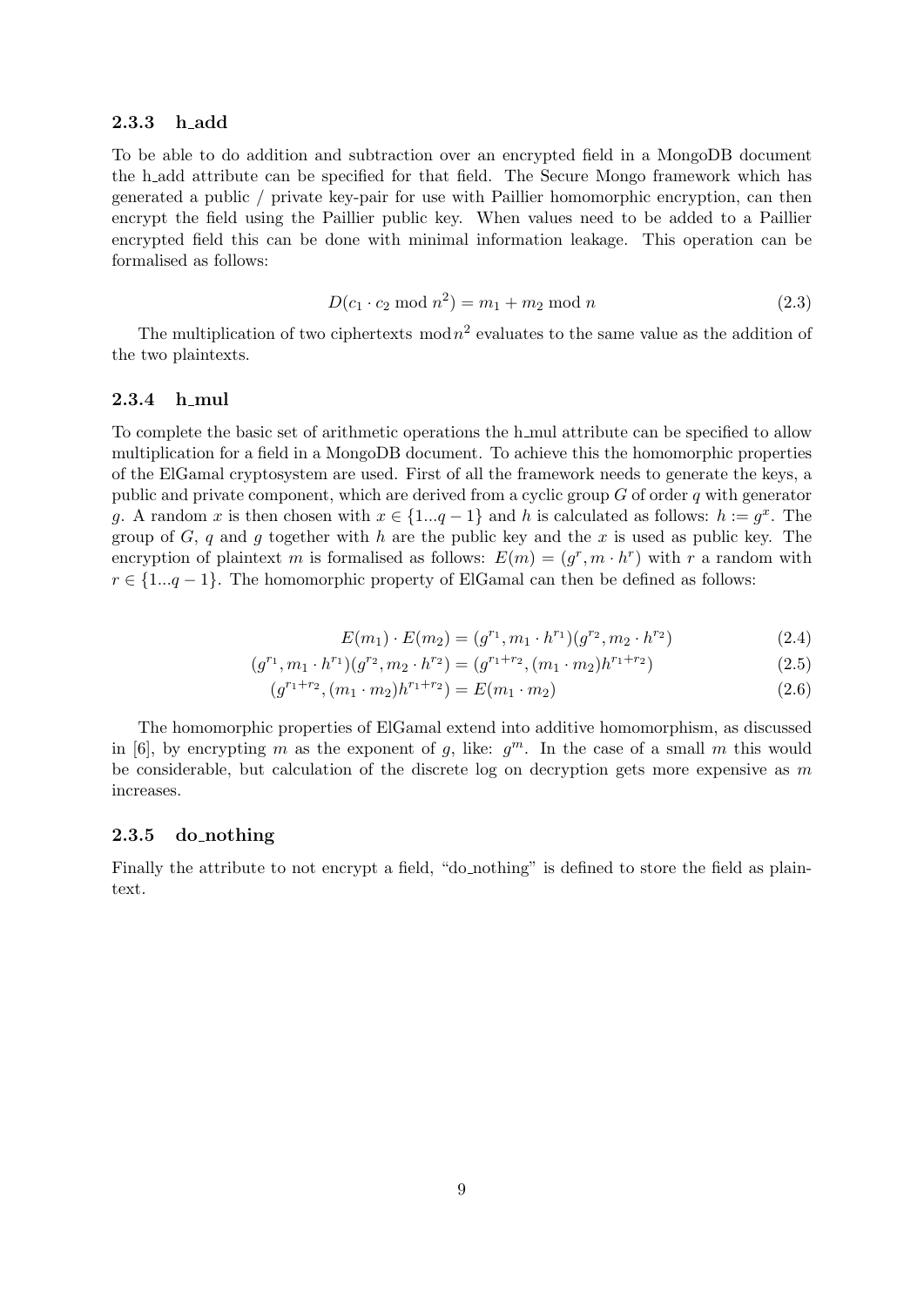### 2.3.3 h_add

To be able to do addition and subtraction over an encrypted field in a MongoDB document the h_add attribute can be specified for that field. The Secure Mongo framework which has generated a public / private key-pair for use with Paillier homomorphic encryption, can then encrypt the field using the Paillier public key. When values need to be added to a Paillier encrypted field this can be done with minimal information leakage. This operation can be formalised as follows:

$$D(c_1 \cdot c_2 \bmod n^2) = m_1 + m_2 \bmod n \tag{2.3}$$

The multiplication of two ciphertexts $\bmod n^2$ evaluates to the same value as the addition of the two plaintexts.

### 2.3.4 h_mul

To complete the basic set of arithmetic operations the h_mul attribute can be specified to allow multiplication for a field in a MongoDB document. To achieve this the homomorphic properties of the ElGamal cryptosystem are used. First of all the framework needs to generate the keys, a public and private component, which are derived from a cyclic group $G$ of order $q$ with generator $g$. A random $x$ is then chosen with $x \in \{1...q-1\}$ and $h$ is calculated as follows: $h := g^x$. The group of $G$, $q$ and $g$ together with $h$ are the public key and the $x$ is used as public key. The encryption of plaintext $m$ is formalised as follows: $E(m) = (g^r, m \cdot h^r)$ with $r$ a random with $r \in \{1...q-1\}$. The homomorphic property of ElGamal can then be defined as follows:

$$E(m_1) \cdot E(m_2) = (g^{r_1}, m_1 \cdot h^{r_1})(g^{r_2}, m_2 \cdot h^{r_2}) \tag{2.4}$$

$$(g^{r_1}, m_1 \cdot h^{r_1})(g^{r_2}, m_2 \cdot h^{r_2}) = (g^{r_1+r_2}, (m_1 \cdot m_2)h^{r_1+r_2}) \tag{2.5}$$

$$(g^{r_1+r_2}, (m_1 \cdot m_2)h^{r_1+r_2}) = E(m_1 \cdot m_2) \tag{2.6}$$

The homomorphic properties of ElGamal extend into additive homomorphism, as discussed in [6], by encrypting $m$ as the exponent of $g$, like: $g^m$. In the case of a small $m$ this would be considerable, but calculation of the discrete log on decryption gets more expensive as $m$ increases.

### 2.3.5 do_nothing

Finally the attribute to not encrypt a field, "do_nothing" is defined to store the field as plaintext.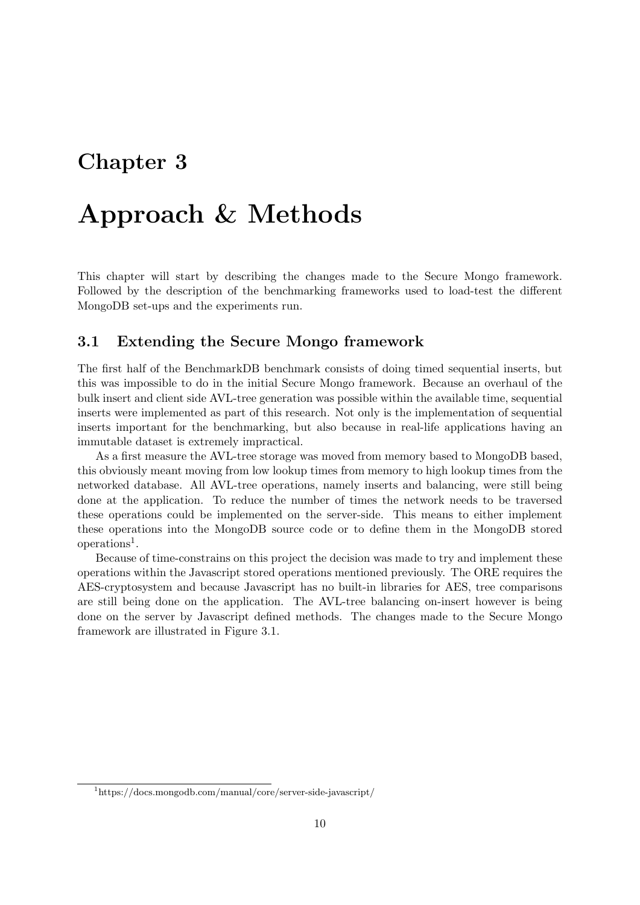# Chapter 3

# Approach & Methods

This chapter will start by describing the changes made to the Secure Mongo framework. Followed by the description of the benchmarking frameworks used to load-test the different MongoDB set-ups and the experiments run.

## 3.1 Extending the Secure Mongo framework

The first half of the BenchmarkDB benchmark consists of doing timed sequential inserts, but this was impossible to do in the initial Secure Mongo framework. Because an overhaul of the bulk insert and client side AVL-tree generation was possible within the available time, sequential inserts were implemented as part of this research. Not only is the implementation of sequential inserts important for the benchmarking, but also because in real-life applications having an immutable dataset is extremely impractical.

As a first measure the AVL-tree storage was moved from memory based to MongoDB based, this obviously meant moving from low lookup times from memory to high lookup times from the networked database. All AVL-tree operations, namely inserts and balancing, were still being done at the application. To reduce the number of times the network needs to be traversed these operations could be implemented on the server-side. This means to either implement these operations into the MongoDB source code or to define them in the MongoDB stored operations[1].

Because of time-constrains on this project the decision was made to try and implement these operations within the Javascript stored operations mentioned previously. The ORE requires the AES-cryptosystem and because Javascript has no built-in libraries for AES, tree comparisons are still being done on the application. The AVL-tree balancing on-insert however is being done on the server by Javascript defined methods. The changes made to the Secure Mongo framework are illustrated in Figure 3.1.

[1] https://docs.mongodb.com/manual/core/server-side-javascript/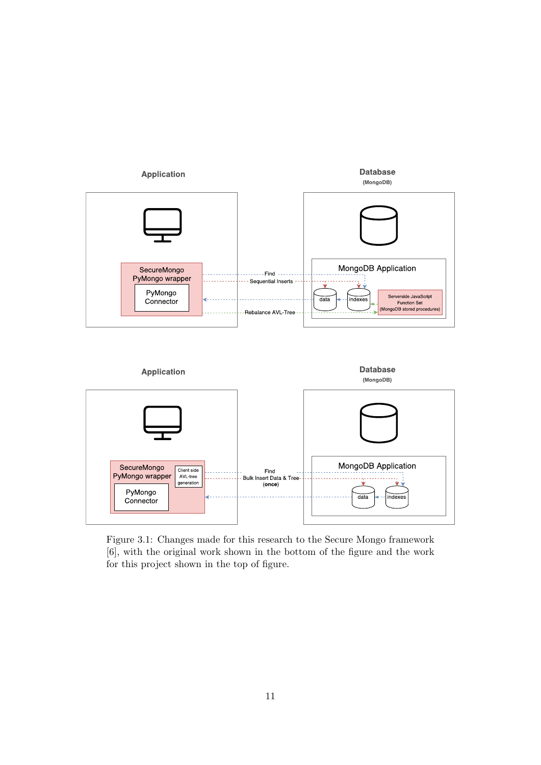Figure 3.1: Changes made for this research to the Secure Mongo framework [6], with the original work shown in the bottom of the figure and the work for this project shown in the top of figure.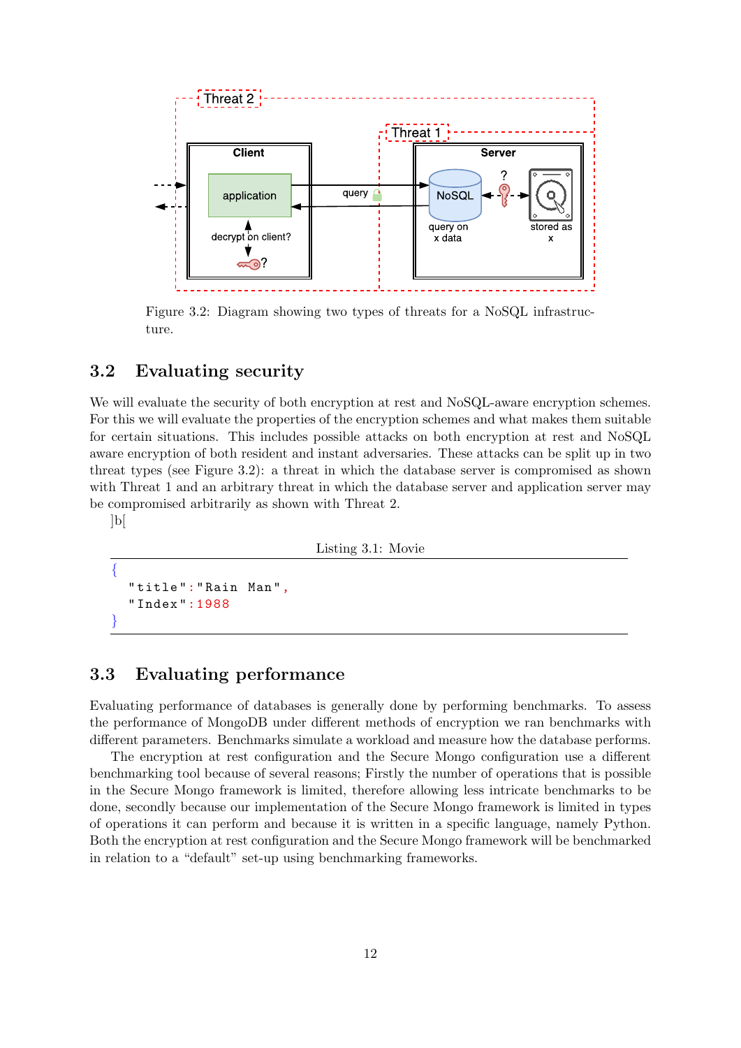Figure 3.2: Diagram showing two types of threats for a NoSQL infrastructure.

## 3.2 Evaluating security

We will evaluate the security of both encryption at rest and NoSQL-aware encryption schemes. For this we will evaluate the properties of the encryption schemes and what makes them suitable for certain situations. This includes possible attacks on both encryption at rest and NoSQL aware encryption of both resident and instant adversaries. These attacks can be split up in two threat types (see Figure 3.2): a threat in which the database server is compromised as shown with Threat 1 and an arbitrary threat in which the database server and application server may be compromised arbitrarily as shown with Threat 2.

]b[

Listing 3.1: Movie

```
{
  "title":"Rain Man",
  "Index":1988
}
```

## 3.3 Evaluating performance

Evaluating performance of databases is generally done by performing benchmarks. To assess the performance of MongoDB under different methods of encryption we ran benchmarks with different parameters. Benchmarks simulate a workload and measure how the database performs.

The encryption at rest configuration and the Secure Mongo configuration use a different benchmarking tool because of several reasons; Firstly the number of operations that is possible in the Secure Mongo framework is limited, therefore allowing less intricate benchmarks to be done, secondly because our implementation of the Secure Mongo framework is limited in types of operations it can perform and because it is written in a specific language, namely Python. Both the encryption at rest configuration and the Secure Mongo framework will be benchmarked in relation to a "default" set-up using benchmarking frameworks.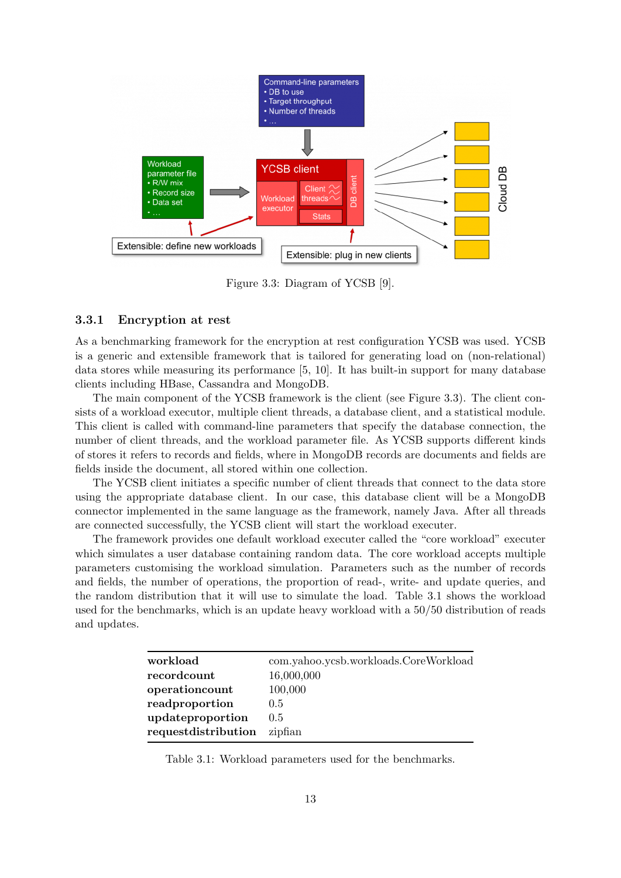Figure 3.3: Diagram of YCSB [9].

### 3.3.1 Encryption at rest

As a benchmarking framework for the encryption at rest configuration YCSB was used. YCSB is a generic and extensible framework that is tailored for generating load on (non-relational) data stores while measuring its performance [5, 10]. It has built-in support for many database clients including HBase, Cassandra and MongoDB.

The main component of the YCSB framework is the client (see Figure 3.3). The client consists of a workload executor, multiple client threads, a database client, and a statistical module. This client is called with command-line parameters that specify the database connection, the number of client threads, and the workload parameter file. As YCSB supports different kinds of stores it refers to records and fields, where in MongoDB records are documents and fields are fields inside the document, all stored within one collection.

The YCSB client initiates a specific number of client threads that connect to the data store using the appropriate database client. In our case, this database client will be a MongoDB connector implemented in the same language as the framework, namely Java. After all threads are connected successfully, the YCSB client will start the workload executer.

The framework provides one default workload executer called the "core workload" executer which simulates a user database containing random data. The core workload accepts multiple parameters customising the workload simulation. Parameters such as the number of records and fields, the number of operations, the proportion of read-, write- and update queries, and the random distribution that it will use to simulate the load. Table 3.1 shows the workload used for the benchmarks, which is an update heavy workload with a 50/50 distribution of reads and updates.

| | |
|---|---|
| **workload** | com.yahoo.ycsb.workloads.CoreWorkload |
| **recordcount** | 16,000,000 |
| **operationcount** | 100,000 |
| **readproportion** | 0.5 |
| **updateproportion** | 0.5 |
| **requestdistribution** | zipfian |

Table 3.1: Workload parameters used for the benchmarks.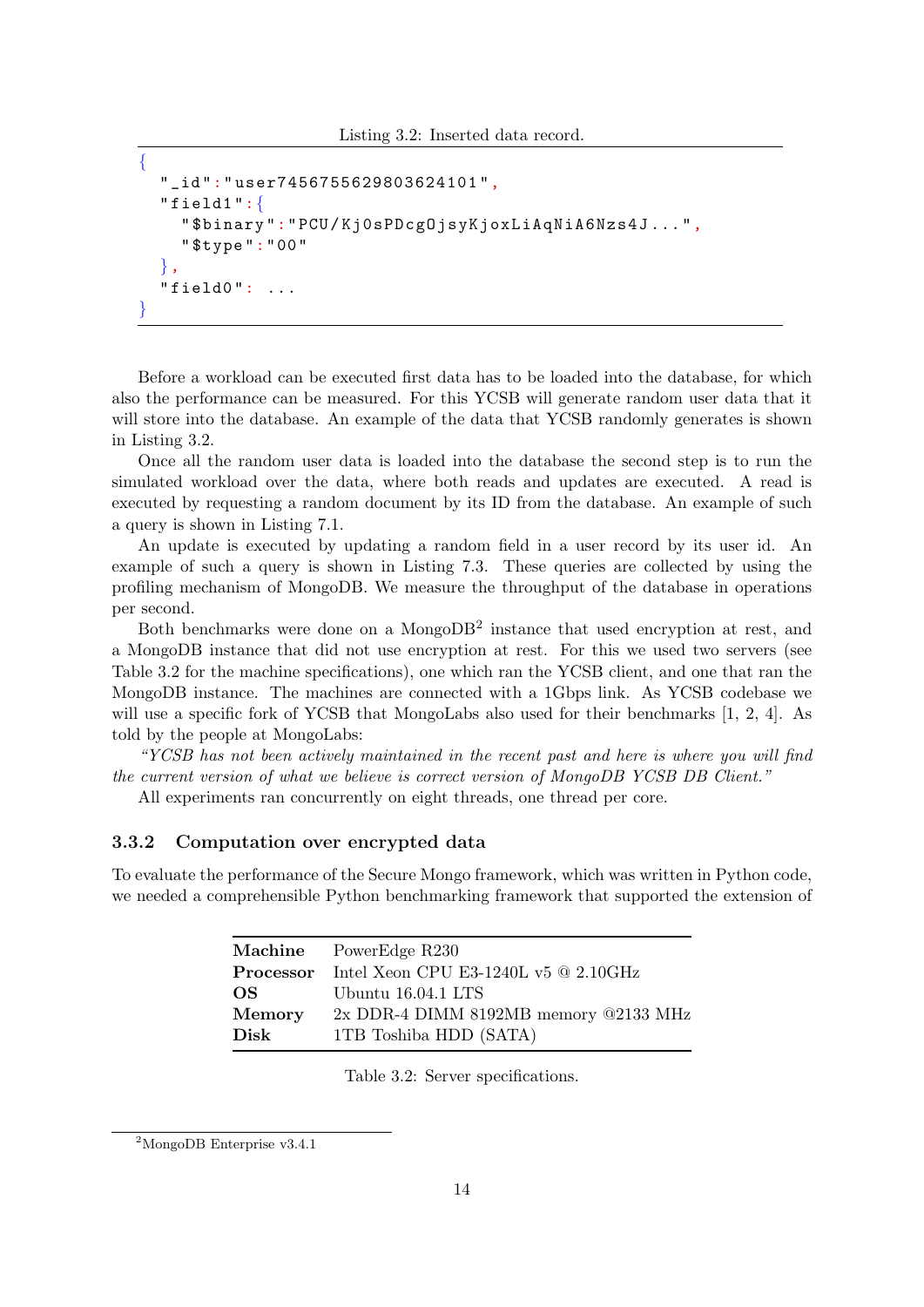Listing 3.2: Inserted data record.

```
{
  "_id":"user7456755629803624101",
  "field1":{
    "$binary":"PCU/Kj0sPDcg0jsyKjoxLiAqNiA6Nzs4J...",
    "$type":"00"
  },
  "field0": ...
}
```

Before a workload can be executed first data has to be loaded into the database, for which also the performance can be measured. For this YCSB will generate random user data that it will store into the database. An example of the data that YCSB randomly generates is shown in Listing 3.2.

Once all the random user data is loaded into the database the second step is to run the simulated workload over the data, where both reads and updates are executed. A read is executed by requesting a random document by its ID from the database. An example of such a query is shown in Listing 7.1.

An update is executed by updating a random field in a user record by its user id. An example of such a query is shown in Listing 7.3. These queries are collected by using the profiling mechanism of MongoDB. We measure the throughput of the database in operations per second.

Both benchmarks were done on a MongoDB[2] instance that used encryption at rest, and a MongoDB instance that did not use encryption at rest. For this we used two servers (see Table 3.2 for the machine specifications), one which ran the YCSB client, and one that ran the MongoDB instance. The machines are connected with a 1Gbps link. As YCSB codebase we will use a specific fork of YCSB that MongoLabs also used for their benchmarks [1, 2, 4]. As told by the people at MongoLabs:

*"YCSB has not been actively maintained in the recent past and here is where you will find the current version of what we believe is correct version of MongoDB YCSB DB Client."*

All experiments ran concurrently on eight threads, one thread per core.

### 3.3.2 Computation over encrypted data

To evaluate the performance of the Secure Mongo framework, which was written in Python code, we needed a comprehensible Python benchmarking framework that supported the extension of

| | |
|---|---|
| **Machine** | PowerEdge R230 |
| **Processor** | Intel Xeon CPU E3-1240L v5 @ 2.10GHz |
| **OS** | Ubuntu 16.04.1 LTS |
| **Memory** | 2x DDR-4 DIMM 8192MB memory @2133 MHz |
| **Disk** | 1TB Toshiba HDD (SATA) |

Table 3.2: Server specifications.

[2] MongoDB Enterprise v3.4.1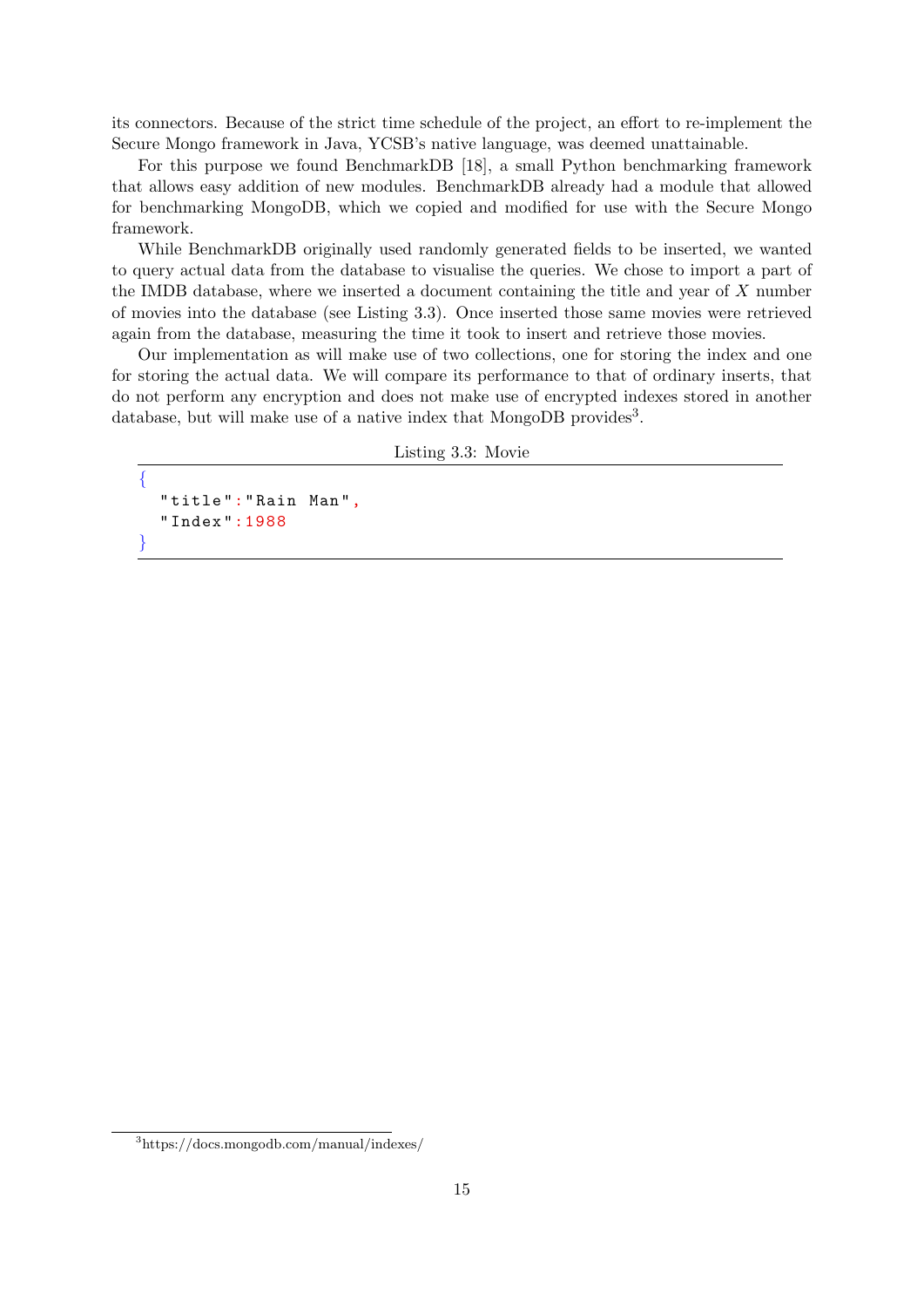its connectors. Because of the strict time schedule of the project, an effort to re-implement the Secure Mongo framework in Java, YCSB's native language, was deemed unattainable.

For this purpose we found BenchmarkDB [18], a small Python benchmarking framework that allows easy addition of new modules. BenchmarkDB already had a module that allowed for benchmarking MongoDB, which we copied and modified for use with the Secure Mongo framework.

While BenchmarkDB originally used randomly generated fields to be inserted, we wanted to query actual data from the database to visualise the queries. We chose to import a part of the IMDB database, where we inserted a document containing the title and year of $X$ number of movies into the database (see Listing 3.3). Once inserted those same movies were retrieved again from the database, measuring the time it took to insert and retrieve those movies.

Our implementation as will make use of two collections, one for storing the index and one for storing the actual data. We will compare its performance to that of ordinary inserts, that do not perform any encryption and does not make use of encrypted indexes stored in another database, but will make use of a native index that MongoDB provides[3].

Listing 3.3: Movie

```
{
  "title":"Rain Man",
  "Index":1988
}
```

[3] https://docs.mongodb.com/manual/indexes/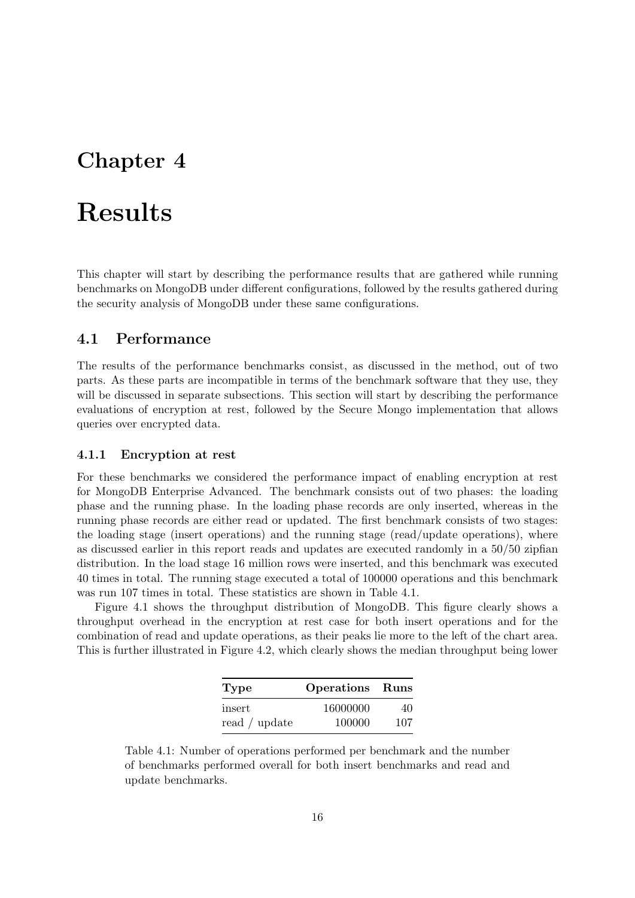# Chapter 4

# Results

This chapter will start by describing the performance results that are gathered while running benchmarks on MongoDB under different configurations, followed by the results gathered during the security analysis of MongoDB under these same configurations.

## 4.1 Performance

The results of the performance benchmarks consist, as discussed in the method, out of two parts. As these parts are incompatible in terms of the benchmark software that they use, they will be discussed in separate subsections. This section will start by describing the performance evaluations of encryption at rest, followed by the Secure Mongo implementation that allows queries over encrypted data.

### 4.1.1 Encryption at rest

For these benchmarks we considered the performance impact of enabling encryption at rest for MongoDB Enterprise Advanced. The benchmark consists out of two phases: the loading phase and the running phase. In the loading phase records are only inserted, whereas in the running phase records are either read or updated. The first benchmark consists of two stages: the loading stage (insert operations) and the running stage (read/update operations), where as discussed earlier in this report reads and updates are executed randomly in a 50/50 zipfian distribution. In the load stage 16 million rows were inserted, and this benchmark was executed 40 times in total. The running stage executed a total of 100000 operations and this benchmark was run 107 times in total. These statistics are shown in Table 4.1.

Figure 4.1 shows the throughput distribution of MongoDB. This figure clearly shows a throughput overhead in the encryption at rest case for both insert operations and for the combination of read and update operations, as their peaks lie more to the left of the chart area. This is further illustrated in Figure 4.2, which clearly shows the median throughput being lower

| **Type** | **Operations** | **Runs** |
|---|---|---|
| insert | 16000000 | 40 |
| read / update | 100000 | 107 |

Table 4.1: Number of operations performed per benchmark and the number of benchmarks performed overall for both insert benchmarks and read and update benchmarks.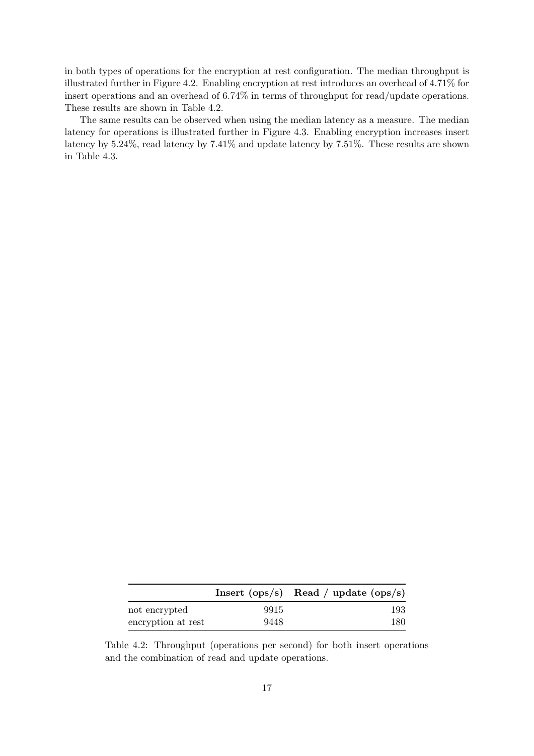in both types of operations for the encryption at rest configuration. The median throughput is illustrated further in Figure 4.2. Enabling encryption at rest introduces an overhead of 4.71% for insert operations and an overhead of 6.74% in terms of throughput for read/update operations. These results are shown in Table 4.2.

The same results can be observed when using the median latency as a measure. The median latency for operations is illustrated further in Figure 4.3. Enabling encryption increases insert latency by 5.24%, read latency by 7.41% and update latency by 7.51%. These results are shown in Table 4.3.

| | **Insert (ops/s)** | **Read / update (ops/s)** |
|---|---|---|
| not encrypted | 9915 | 193 |
| encryption at rest | 9448 | 180 |

Table 4.2: Throughput (operations per second) for both insert operations and the combination of read and update operations.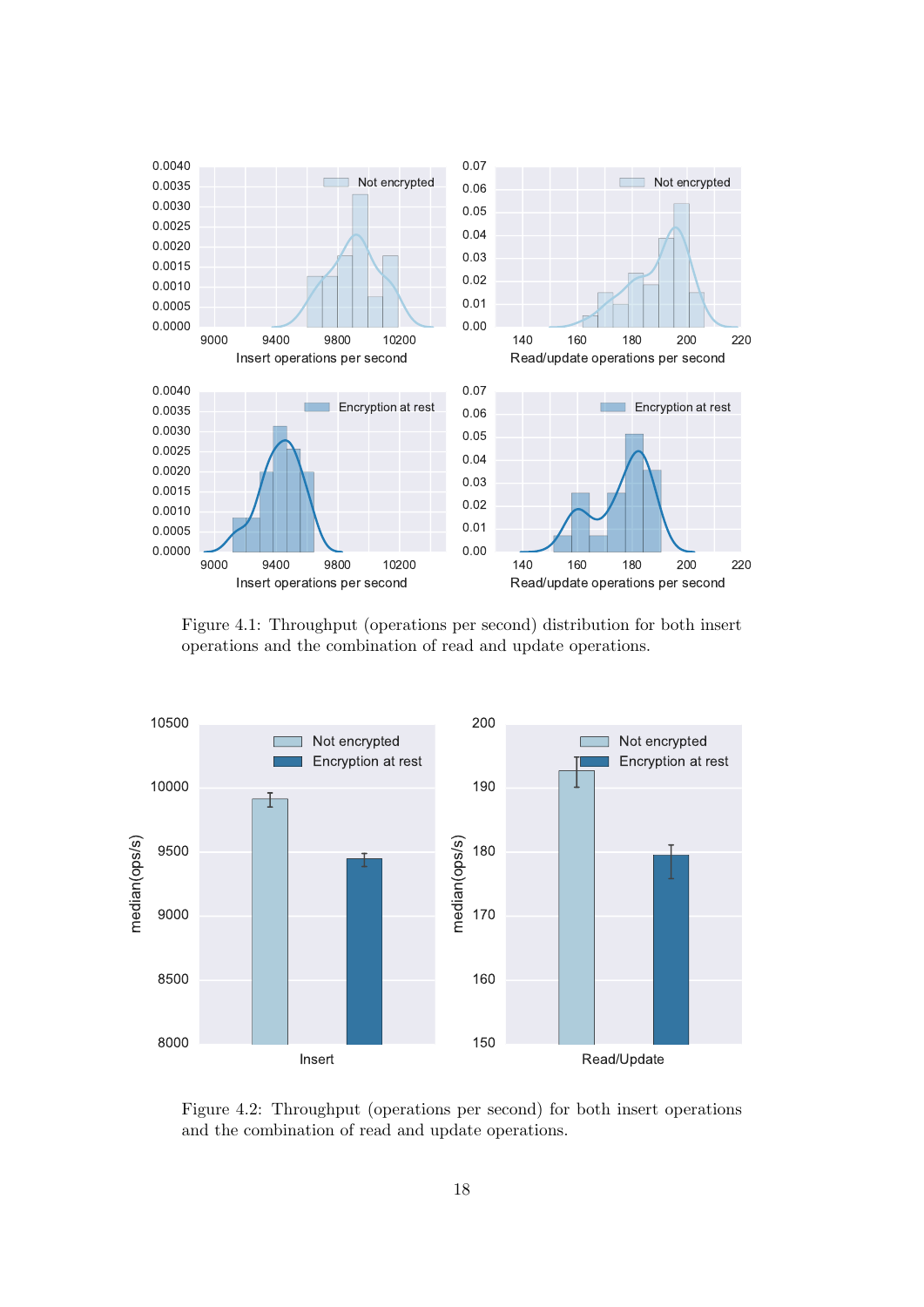Figure 4.1: Throughput (operations per second) distribution for both insert operations and the combination of read and update operations.

Figure 4.2: Throughput (operations per second) for both insert operations and the combination of read and update operations.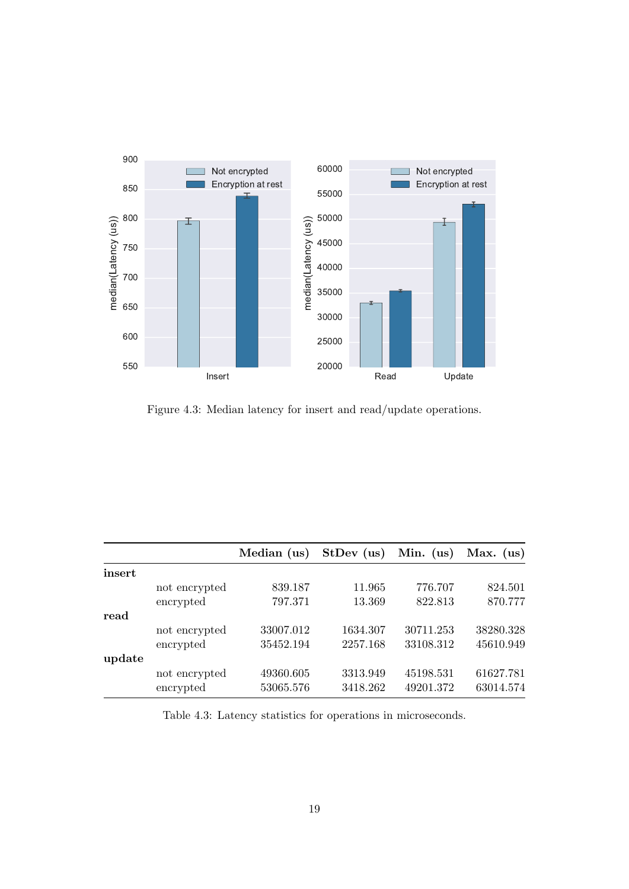Figure 4.3: Median latency for insert and read/update operations.

| | | Median (us) | StDev (us) | Min. (us) | Max. (us) |
|---|---|---|---|---|---|
| **insert** | | | | | |
| | not encrypted | 839.187 | 11.965 | 776.707 | 824.501 |
| | encrypted | 797.371 | 13.369 | 822.813 | 870.777 |
| **read** | | | | | |
| | not encrypted | 33007.012 | 1634.307 | 30711.253 | 38280.328 |
| | encrypted | 35452.194 | 2257.168 | 33108.312 | 45610.949 |
| **update** | | | | | |
| | not encrypted | 49360.605 | 3313.949 | 45198.531 | 61627.781 |
| | encrypted | 53065.576 | 3418.262 | 49201.372 | 63014.574 |

Table 4.3: Latency statistics for operations in microseconds.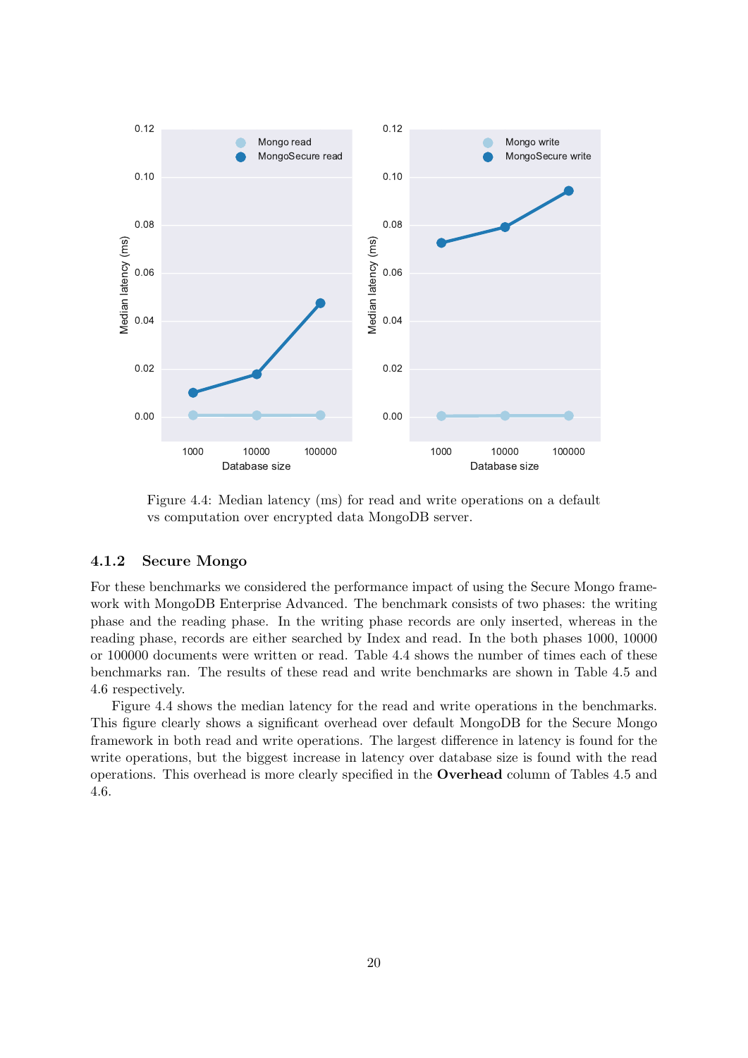Figure 4.4: Median latency (ms) for read and write operations on a default vs computation over encrypted data MongoDB server.

### 4.1.2 Secure Mongo

For these benchmarks we considered the performance impact of using the Secure Mongo framework with MongoDB Enterprise Advanced. The benchmark consists of two phases: the writing phase and the reading phase. In the writing phase records are only inserted, whereas in the reading phase, records are either searched by Index and read. In the both phases 1000, 10000 or 100000 documents were written or read. Table 4.4 shows the number of times each of these benchmarks ran. The results of these read and write benchmarks are shown in Table 4.5 and 4.6 respectively.

Figure 4.4 shows the median latency for the read and write operations in the benchmarks. This figure clearly shows a significant overhead over default MongoDB for the Secure Mongo framework in both read and write operations. The largest difference in latency is found for the write operations, but the biggest increase in latency over database size is found with the read operations. This overhead is more clearly specified in the **Overhead** column of Tables 4.5 and 4.6.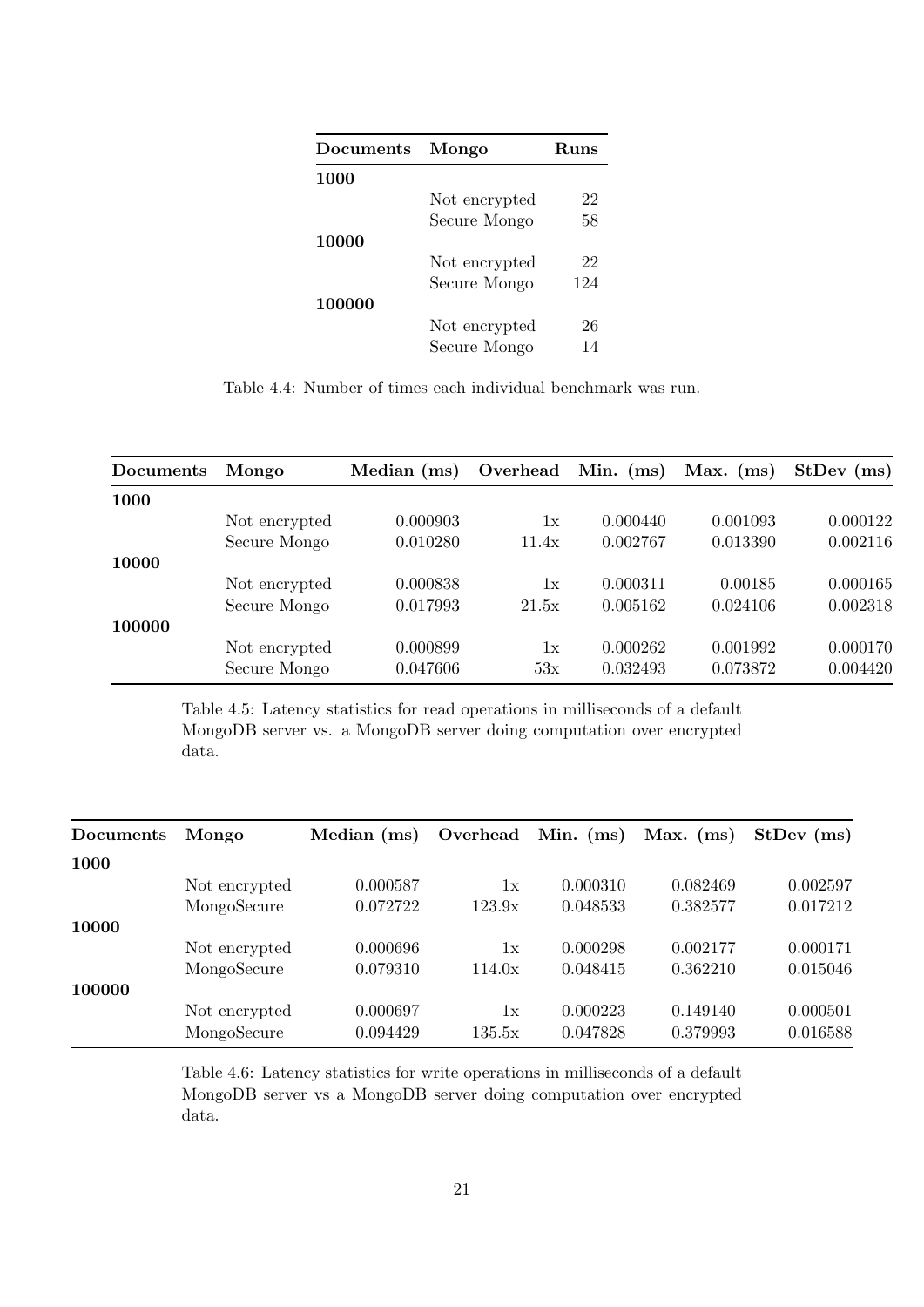| Documents | Mongo | Runs |
|---|---|---|
| **1000** | | |
| | Not encrypted | 22 |
| | Secure Mongo | 58 |
| **10000** | | |
| | Not encrypted | 22 |
| | Secure Mongo | 124 |
| **100000** | | |
| | Not encrypted | 26 |
| | Secure Mongo | 14 |

Table 4.4: Number of times each individual benchmark was run.

| Documents | Mongo | Median (ms) | Overhead | Min. (ms) | Max. (ms) | StDev (ms) |
|---|---|---|---|---|---|---|
| **1000** | | | | | | |
| | Not encrypted | 0.000903 | 1x | 0.000440 | 0.001093 | 0.000122 |
| | Secure Mongo | 0.010280 | 11.4x | 0.002767 | 0.013390 | 0.002116 |
| **10000** | | | | | | |
| | Not encrypted | 0.000838 | 1x | 0.000311 | 0.00185 | 0.000165 |
| | Secure Mongo | 0.017993 | 21.5x | 0.005162 | 0.024106 | 0.002318 |
| **100000** | | | | | | |
| | Not encrypted | 0.000899 | 1x | 0.000262 | 0.001992 | 0.000170 |
| | Secure Mongo | 0.047606 | 53x | 0.032493 | 0.073872 | 0.004420 |

Table 4.5: Latency statistics for read operations in milliseconds of a default MongoDB server vs. a MongoDB server doing computation over encrypted data.

| Documents | Mongo | Median (ms) | Overhead | Min. (ms) | Max. (ms) | StDev (ms) |
|---|---|---|---|---|---|---|
| **1000** | | | | | | |
| | Not encrypted | 0.000587 | 1x | 0.000310 | 0.082469 | 0.002597 |
| | MongoSecure | 0.072722 | 123.9x | 0.048533 | 0.382577 | 0.017212 |
| **10000** | | | | | | |
| | Not encrypted | 0.000696 | 1x | 0.000298 | 0.002177 | 0.000171 |
| | MongoSecure | 0.079310 | 114.0x | 0.048415 | 0.362210 | 0.015046 |
| **100000** | | | | | | |
| | Not encrypted | 0.000697 | 1x | 0.000223 | 0.149140 | 0.000501 |
| | MongoSecure | 0.094429 | 135.5x | 0.047828 | 0.379993 | 0.016588 |

Table 4.6: Latency statistics for write operations in milliseconds of a default MongoDB server vs a MongoDB server doing computation over encrypted data.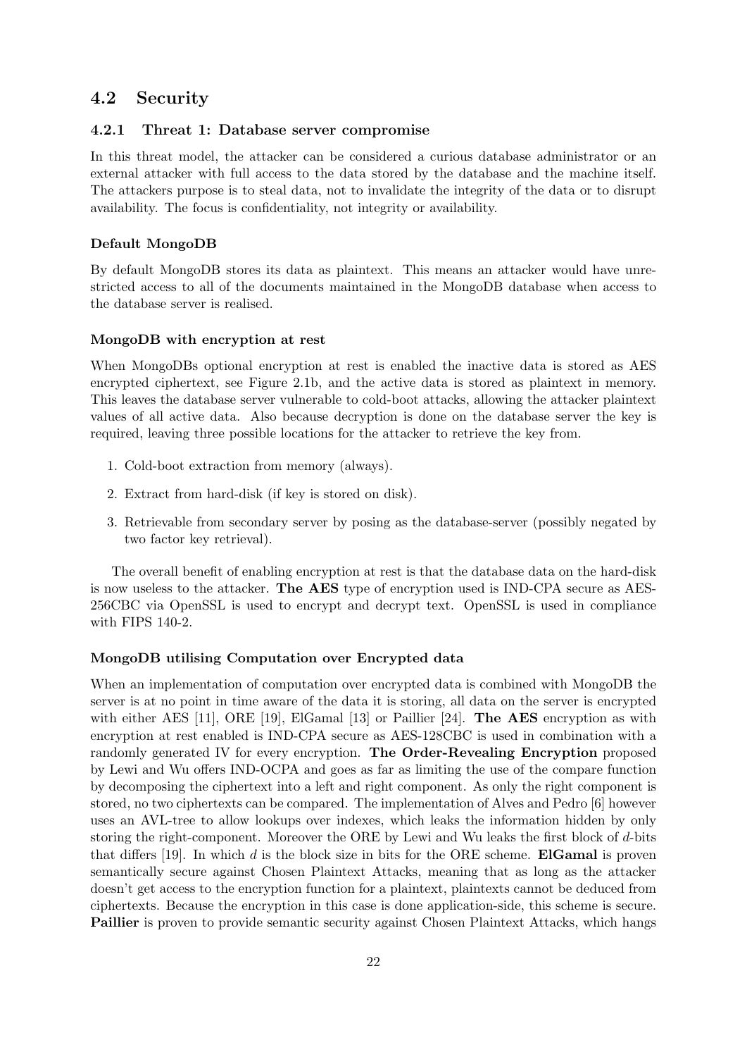## 4.2 Security

### 4.2.1 Threat 1: Database server compromise

In this threat model, the attacker can be considered a curious database administrator or an external attacker with full access to the data stored by the database and the machine itself. The attackers purpose is to steal data, not to invalidate the integrity of the data or to disrupt availability. The focus is confidentiality, not integrity or availability.

#### Default MongoDB

By default MongoDB stores its data as plaintext. This means an attacker would have unrestricted access to all of the documents maintained in the MongoDB database when access to the database server is realised.

#### MongoDB with encryption at rest

When MongoDBs optional encryption at rest is enabled the inactive data is stored as AES encrypted ciphertext, see Figure 2.1b, and the active data is stored as plaintext in memory. This leaves the database server vulnerable to cold-boot attacks, allowing the attacker plaintext values of all active data. Also because decryption is done on the database server the key is required, leaving three possible locations for the attacker to retrieve the key from.

1. Cold-boot extraction from memory (always).
2. Extract from hard-disk (if key is stored on disk).
3. Retrievable from secondary server by posing as the database-server (possibly negated by two factor key retrieval).

The overall benefit of enabling encryption at rest is that the database data on the hard-disk is now useless to the attacker. **The AES** type of encryption used is IND-CPA secure as AES-256CBC via OpenSSL is used to encrypt and decrypt text. OpenSSL is used in compliance with FIPS 140-2.

#### MongoDB utilising Computation over Encrypted data

When an implementation of computation over encrypted data is combined with MongoDB the server is at no point in time aware of the data it is storing, all data on the server is encrypted with either AES [11], ORE [19], ElGamal [13] or Paillier [24]. **The AES** encryption as with encryption at rest enabled is IND-CPA secure as AES-128CBC is used in combination with a randomly generated IV for every encryption. **The Order-Revealing Encryption** proposed by Lewi and Wu offers IND-OCPA and goes as far as limiting the use of the compare function by decomposing the ciphertext into a left and right component. As only the right component is stored, no two ciphertexts can be compared. The implementation of Alves and Pedro [6] however uses an AVL-tree to allow lookups over indexes, which leaks the information hidden by only storing the right-component. Moreover the ORE by Lewi and Wu leaks the first block of $d$-bits that differs [19]. In which $d$ is the block size in bits for the ORE scheme. **ElGamal** is proven semantically secure against Chosen Plaintext Attacks, meaning that as long as the attacker doesn't get access to the encryption function for a plaintext, plaintexts cannot be deduced from ciphertexts. Because the encryption in this case is done application-side, this scheme is secure. **Paillier** is proven to provide semantic security against Chosen Plaintext Attacks, which hangs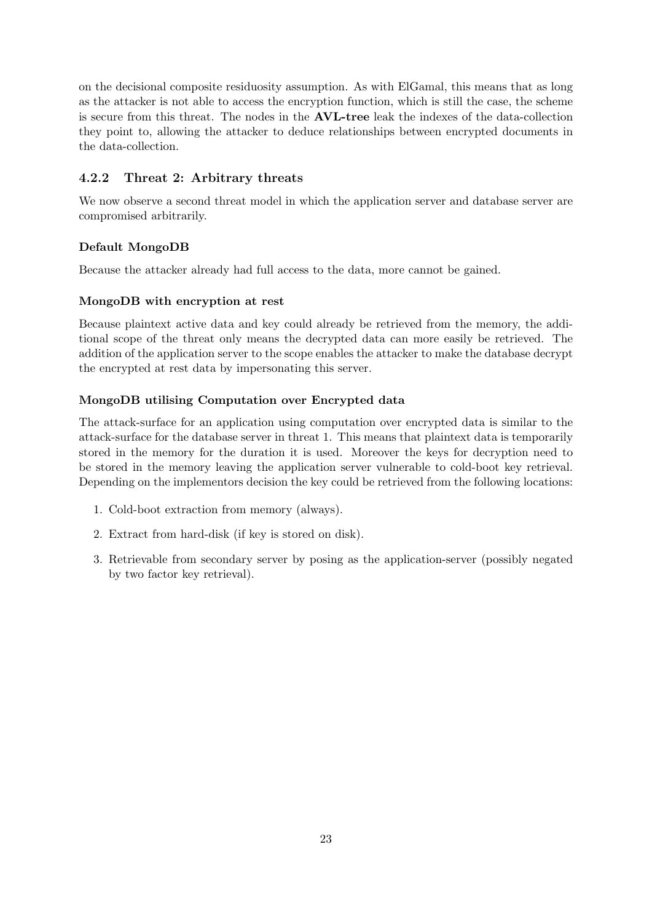on the decisional composite residuosity assumption. As with ElGamal, this means that as long as the attacker is not able to access the encryption function, which is still the case, the scheme is secure from this threat. The nodes in the **AVL-tree** leak the indexes of the data-collection they point to, allowing the attacker to deduce relationships between encrypted documents in the data-collection.

### 4.2.2 Threat 2: Arbitrary threats

We now observe a second threat model in which the application server and database server are compromised arbitrarily.

#### Default MongoDB

Because the attacker already had full access to the data, more cannot be gained.

#### MongoDB with encryption at rest

Because plaintext active data and key could already be retrieved from the memory, the additional scope of the threat only means the decrypted data can more easily be retrieved. The addition of the application server to the scope enables the attacker to make the database decrypt the encrypted at rest data by impersonating this server.

#### MongoDB utilising Computation over Encrypted data

The attack-surface for an application using computation over encrypted data is similar to the attack-surface for the database server in threat 1. This means that plaintext data is temporarily stored in the memory for the duration it is used. Moreover the keys for decryption need to be stored in the memory leaving the application server vulnerable to cold-boot key retrieval. Depending on the implementors decision the key could be retrieved from the following locations:

1. Cold-boot extraction from memory (always).
2. Extract from hard-disk (if key is stored on disk).
3. Retrievable from secondary server by posing as the application-server (possibly negated by two factor key retrieval).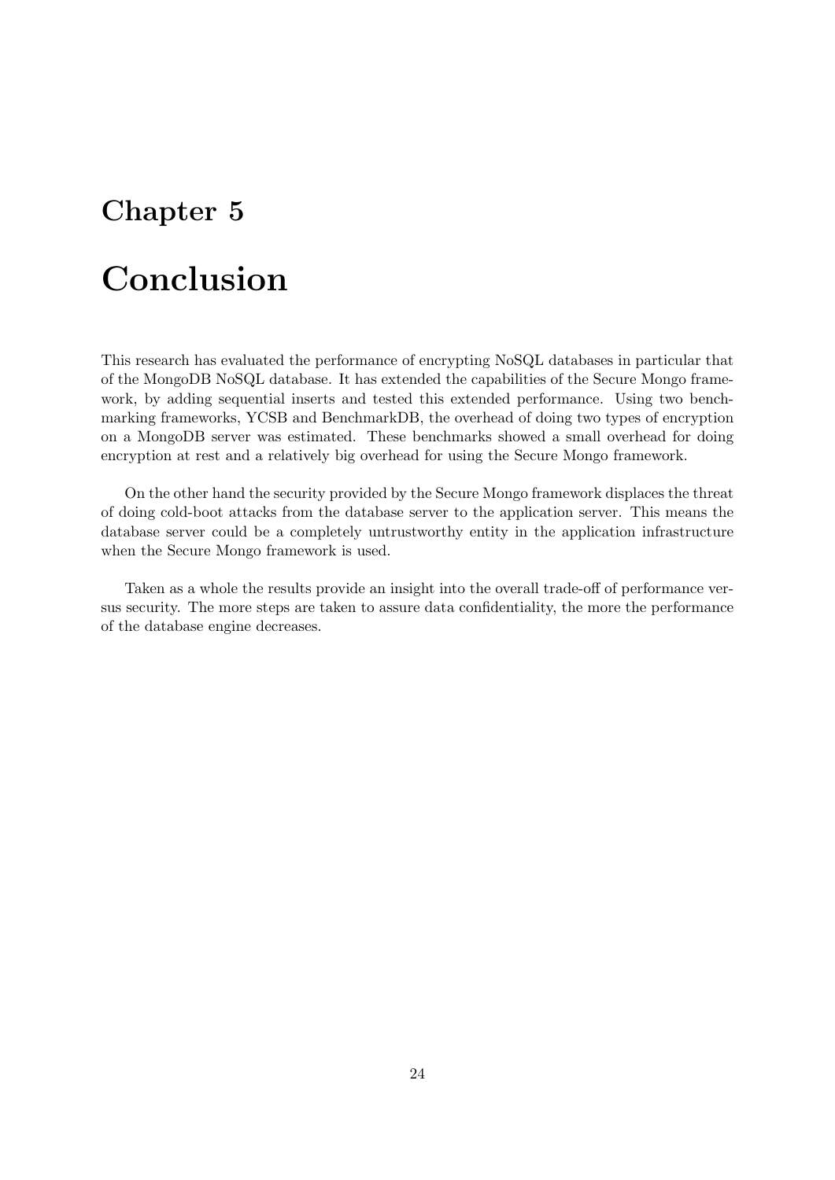# Chapter 5

# Conclusion

This research has evaluated the performance of encrypting NoSQL databases in particular that of the MongoDB NoSQL database. It has extended the capabilities of the Secure Mongo framework, by adding sequential inserts and tested this extended performance. Using two benchmarking frameworks, YCSB and BenchmarkDB, the overhead of doing two types of encryption on a MongoDB server was estimated. These benchmarks showed a small overhead for doing encryption at rest and a relatively big overhead for using the Secure Mongo framework.

On the other hand the security provided by the Secure Mongo framework displaces the threat of doing cold-boot attacks from the database server to the application server. This means the database server could be a completely untrustworthy entity in the application infrastructure when the Secure Mongo framework is used.

Taken as a whole the results provide an insight into the overall trade-off of performance versus security. The more steps are taken to assure data confidentiality, the more the performance of the database engine decreases.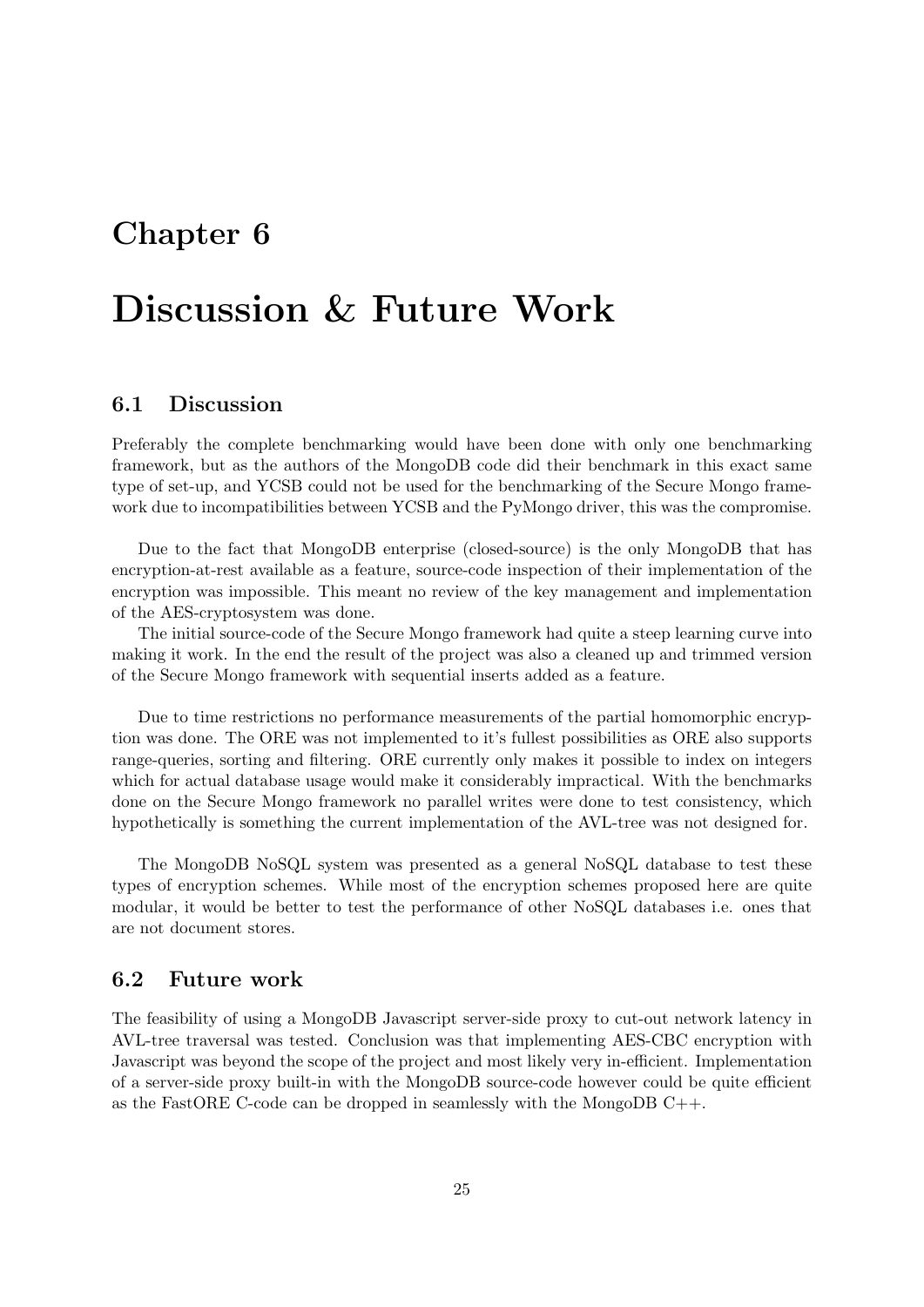# Chapter 6

# Discussion & Future Work

## 6.1 Discussion

Preferably the complete benchmarking would have been done with only one benchmarking framework, but as the authors of the MongoDB code did their benchmark in this exact same type of set-up, and YCSB could not be used for the benchmarking of the Secure Mongo framework due to incompatibilities between YCSB and the PyMongo driver, this was the compromise.

Due to the fact that MongoDB enterprise (closed-source) is the only MongoDB that has encryption-at-rest available as a feature, source-code inspection of their implementation of the encryption was impossible. This meant no review of the key management and implementation of the AES-cryptosystem was done.

The initial source-code of the Secure Mongo framework had quite a steep learning curve into making it work. In the end the result of the project was also a cleaned up and trimmed version of the Secure Mongo framework with sequential inserts added as a feature.

Due to time restrictions no performance measurements of the partial homomorphic encryption was done. The ORE was not implemented to it's fullest possibilities as ORE also supports range-queries, sorting and filtering. ORE currently only makes it possible to index on integers which for actual database usage would make it considerably impractical. With the benchmarks done on the Secure Mongo framework no parallel writes were done to test consistency, which hypothetically is something the current implementation of the AVL-tree was not designed for.

The MongoDB NoSQL system was presented as a general NoSQL database to test these types of encryption schemes. While most of the encryption schemes proposed here are quite modular, it would be better to test the performance of other NoSQL databases i.e. ones that are not document stores.

## 6.2 Future work

The feasibility of using a MongoDB Javascript server-side proxy to cut-out network latency in AVL-tree traversal was tested. Conclusion was that implementing AES-CBC encryption with Javascript was beyond the scope of the project and most likely very in-efficient. Implementation of a server-side proxy built-in with the MongoDB source-code however could be quite efficient as the FastORE C-code can be dropped in seamlessly with the MongoDB C++.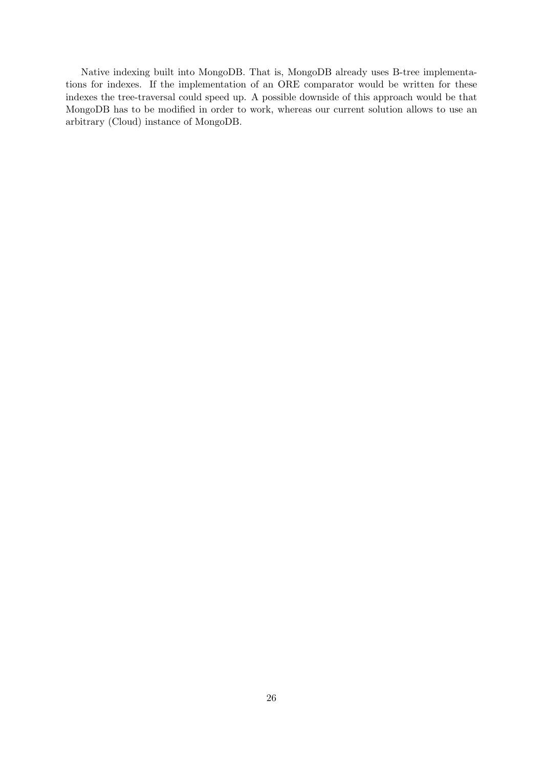Native indexing built into MongoDB. That is, MongoDB already uses B-tree implementations for indexes. If the implementation of an ORE comparator would be written for these indexes the tree-traversal could speed up. A possible downside of this approach would be that MongoDB has to be modified in order to work, whereas our current solution allows to use an arbitrary (Cloud) instance of MongoDB.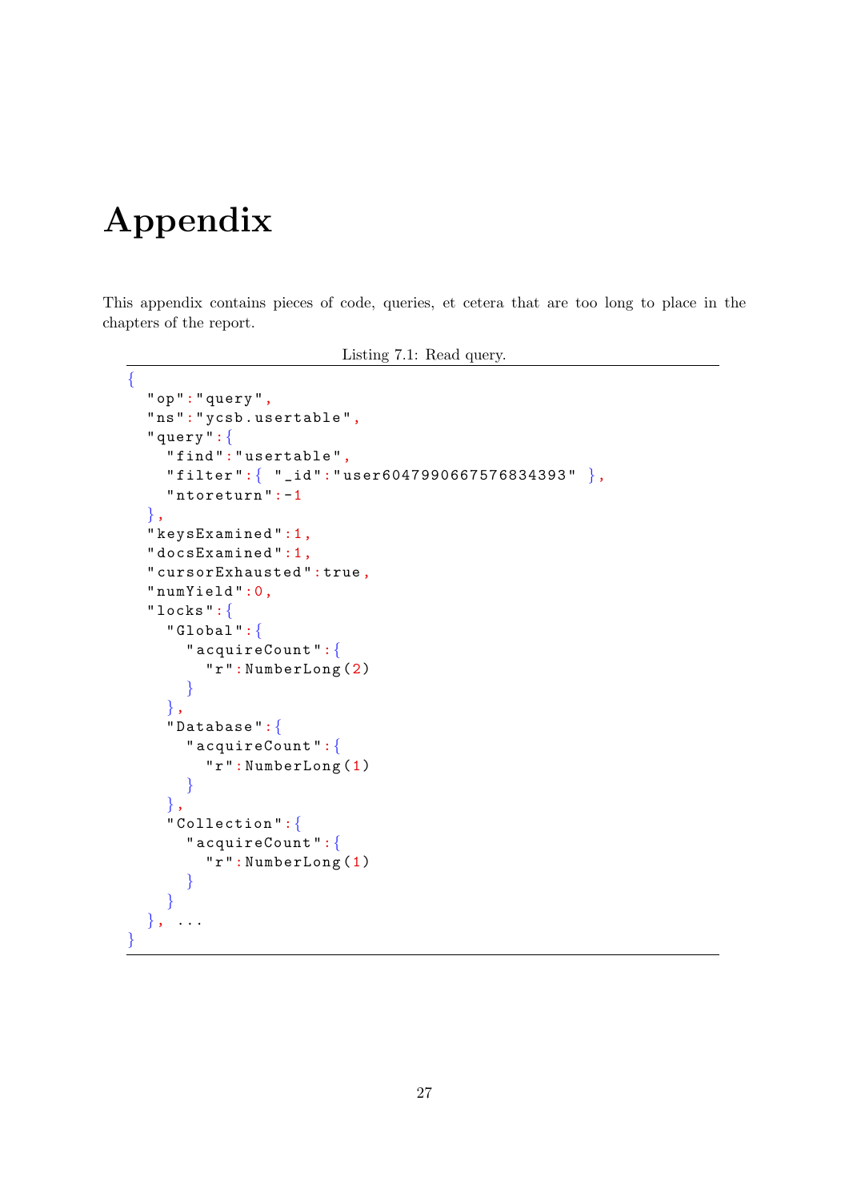# Appendix

This appendix contains pieces of code, queries, et cetera that are too long to place in the chapters of the report.

Listing 7.1: Read query.

```
{
  "op":"query",
  "ns":"ycsb.usertable",
  "query":{
    "find":"usertable",
    "filter":{ "_id":"user6047990667576834393" },
    "ntoreturn":-1
  },
  "keysExamined":1,
  "docsExamined":1,
  "cursorExhausted":true,
  "numYield":0,
  "locks":{
    "Global":{
      "acquireCount":{
        "r":NumberLong(2)
      }
    },
    "Database":{
      "acquireCount":{
        "r":NumberLong(1)
      }
    },
    "Collection":{
      "acquireCount":{
        "r":NumberLong(1)
      }
    }
  }, ...
}
```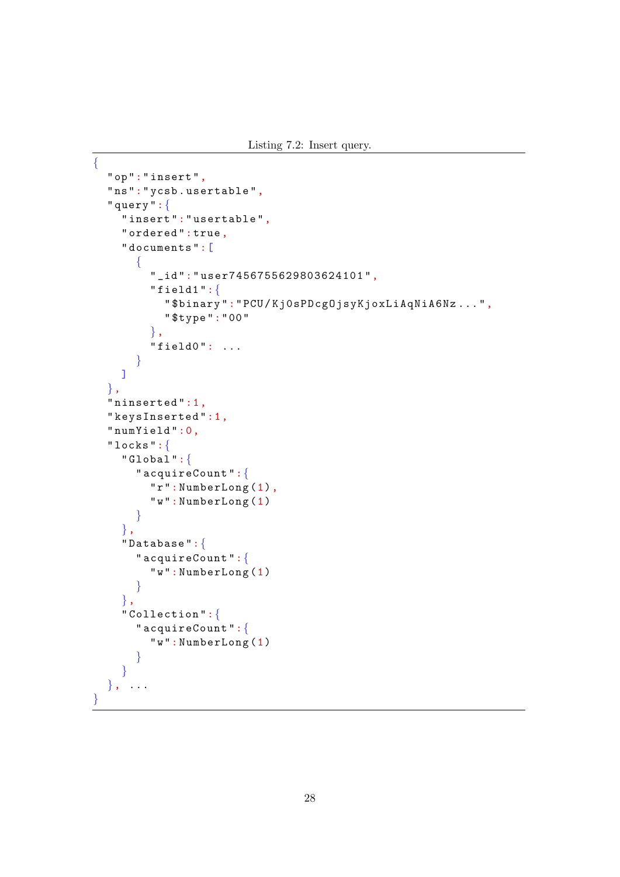Listing 7.2: Insert query.

```
{
  "op":"insert",
  "ns":"ycsb.usertable",
  "query":{
    "insert":"usertable",
    "ordered":true,
    "documents":[
      {
        "_id":"user7456755629803624101",
        "field1":{
          "$binary":"PCU/Kj0sPDcg0jsyKjoxLiAqNiA6Nz...",
          "$type":"00"
        },
        "field0": ...
      }
    ]
  },
  "ninserted":1,
  "keysInserted":1,
  "numYield":0,
  "locks":{
    "Global":{
      "acquireCount":{
        "r":NumberLong(1),
        "w":NumberLong(1)
      }
    },
    "Database":{
      "acquireCount":{
        "w":NumberLong(1)
      }
    },
    "Collection":{
      "acquireCount":{
        "w":NumberLong(1)
      }
    }
  }, ...
}
```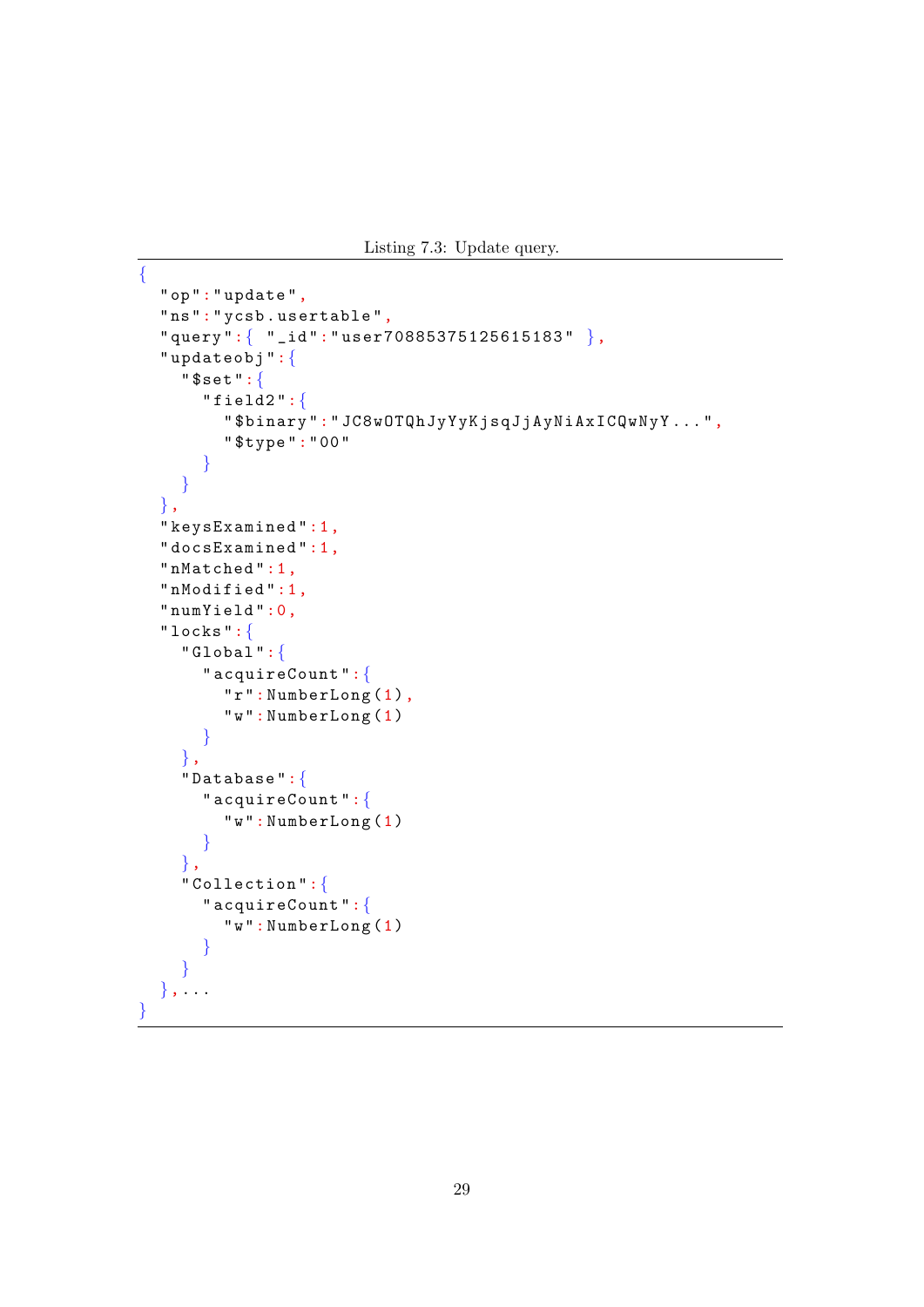Listing 7.3: Update query.

```
{
  "op":"update",
  "ns":"ycsb.usertable",
  "query":{ "_id":"user70885375125615183" },
  "updateobj":{
    "$set":{
      "field2":{
        "$binary":"JC8wOTQhJyYyKjsqJjAyNiAxICQwNyY...",
        "$type":"00"
      }
    }
  },
  "keysExamined":1,
  "docsExamined":1,
  "nMatched":1,
  "nModified":1,
  "numYield":0,
  "locks":{
    "Global":{
      "acquireCount":{
        "r":NumberLong(1),
        "w":NumberLong(1)
      }
    },
    "Database":{
      "acquireCount":{
        "w":NumberLong(1)
      }
    },
    "Collection":{
      "acquireCount":{
        "w":NumberLong(1)
      }
    }
  },...
}
```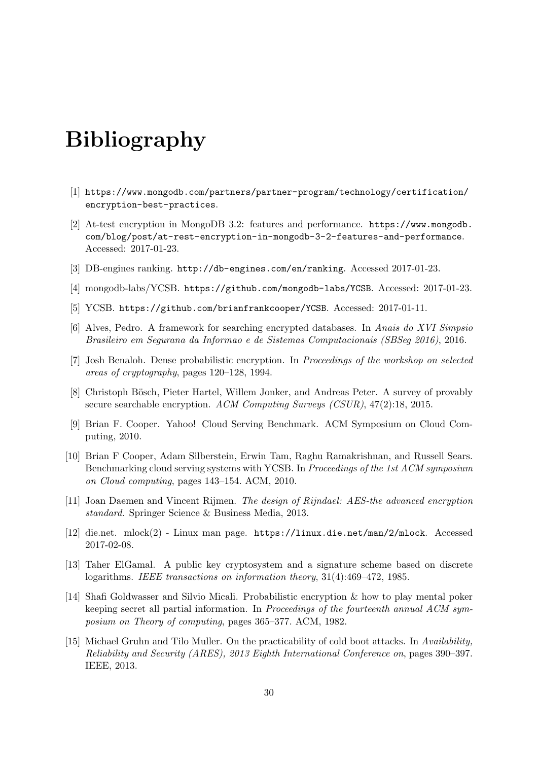# Bibliography

[1] https://www.mongodb.com/partners/partner-program/technology/certification/encryption-best-practices.

[2] At-test encryption in MongoDB 3.2: features and performance. https://www.mongodb.com/blog/post/at-rest-encryption-in-mongodb-3-2-features-and-performance. Accessed: 2017-01-23.

[3] DB-engines ranking. http://db-engines.com/en/ranking. Accessed 2017-01-23.

[4] mongodb-labs/YCSB. https://github.com/mongodb-labs/YCSB. Accessed: 2017-01-23.

[5] YCSB. https://github.com/brianfrankcooper/YCSB. Accessed: 2017-01-11.

[6] Alves, Pedro. A framework for searching encrypted databases. In *Anais do XVI Simpsio Brasileiro em Segurana da Informao e de Sistemas Computacionais (SBSeg 2016)*, 2016.

[7] Josh Benaloh. Dense probabilistic encryption. In *Proceedings of the workshop on selected areas of cryptography*, pages 120–128, 1994.

[8] Christoph Bösch, Pieter Hartel, Willem Jonker, and Andreas Peter. A survey of provably secure searchable encryption. *ACM Computing Surveys (CSUR)*, 47(2):18, 2015.

[9] Brian F. Cooper. Yahoo! Cloud Serving Benchmark. ACM Symposium on Cloud Computing, 2010.

[10] Brian F Cooper, Adam Silberstein, Erwin Tam, Raghu Ramakrishnan, and Russell Sears. Benchmarking cloud serving systems with YCSB. In *Proceedings of the 1st ACM symposium on Cloud computing*, pages 143–154. ACM, 2010.

[11] Joan Daemen and Vincent Rijmen. *The design of Rijndael: AES-the advanced encryption standard*. Springer Science & Business Media, 2013.

[12] die.net. mlock(2) - Linux man page. https://linux.die.net/man/2/mlock. Accessed 2017-02-08.

[13] Taher ElGamal. A public key cryptosystem and a signature scheme based on discrete logarithms. *IEEE transactions on information theory*, 31(4):469–472, 1985.

[14] Shafi Goldwasser and Silvio Micali. Probabilistic encryption & how to play mental poker keeping secret all partial information. In *Proceedings of the fourteenth annual ACM symposium on Theory of computing*, pages 365–377. ACM, 1982.

[15] Michael Gruhn and Tilo Muller. On the practicability of cold boot attacks. In *Availability, Reliability and Security (ARES), 2013 Eighth International Conference on*, pages 390–397. IEEE, 2013.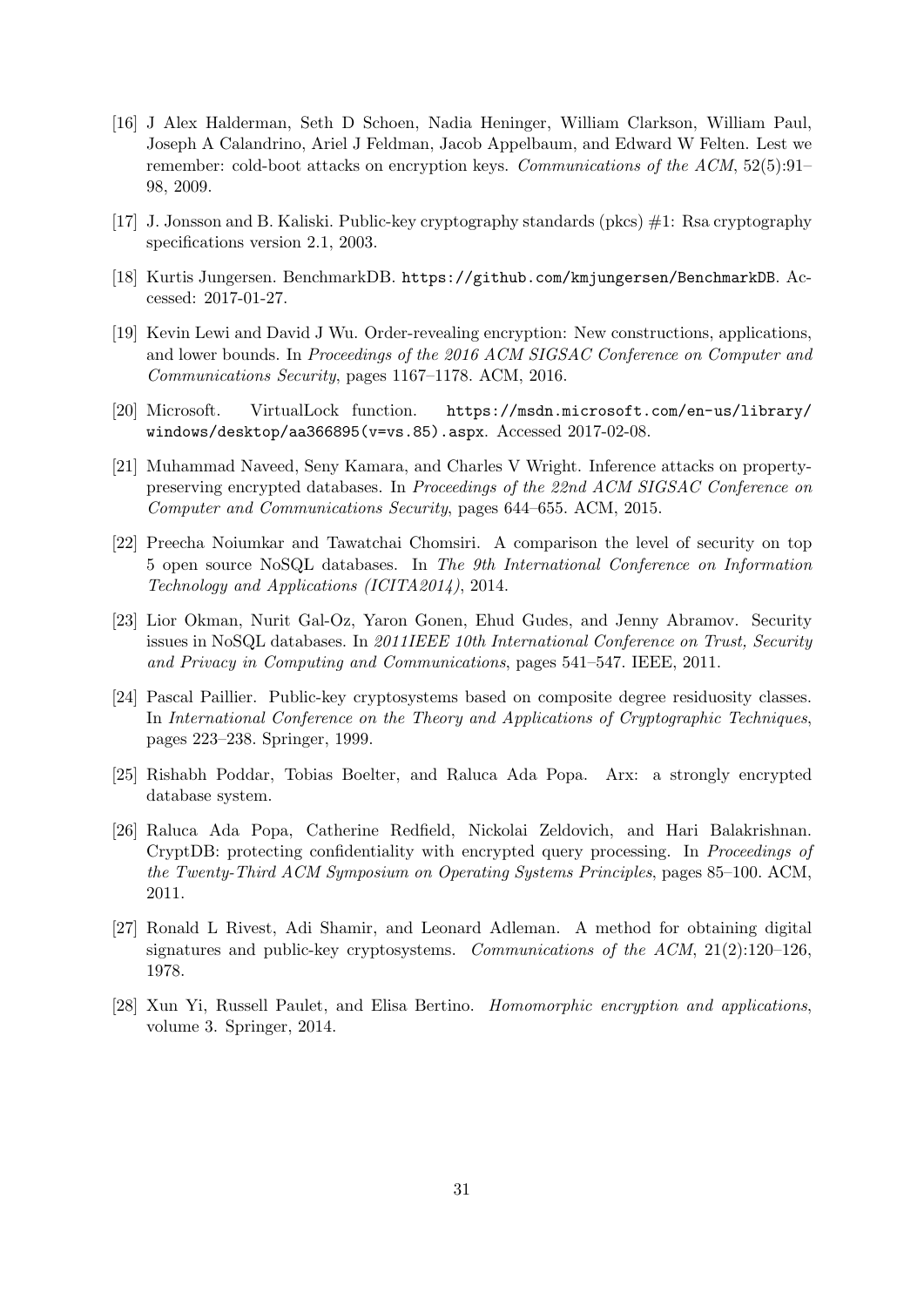[16] J Alex Halderman, Seth D Schoen, Nadia Heninger, William Clarkson, William Paul, Joseph A Calandrino, Ariel J Feldman, Jacob Appelbaum, and Edward W Felten. Lest we remember: cold-boot attacks on encryption keys. *Communications of the ACM*, 52(5):91–98, 2009.

[17] J. Jonsson and B. Kaliski. Public-key cryptography standards (pkcs) #1: Rsa cryptography specifications version 2.1, 2003.

[18] Kurtis Jungersen. BenchmarkDB. `https://github.com/kmjungersen/BenchmarkDB`. Accessed: 2017-01-27.

[19] Kevin Lewi and David J Wu. Order-revealing encryption: New constructions, applications, and lower bounds. In *Proceedings of the 2016 ACM SIGSAC Conference on Computer and Communications Security*, pages 1167–1178. ACM, 2016.

[20] Microsoft. VirtualLock function. `https://msdn.microsoft.com/en-us/library/windows/desktop/aa366895(v=vs.85).aspx`. Accessed 2017-02-08.

[21] Muhammad Naveed, Seny Kamara, and Charles V Wright. Inference attacks on property-preserving encrypted databases. In *Proceedings of the 22nd ACM SIGSAC Conference on Computer and Communications Security*, pages 644–655. ACM, 2015.

[22] Preecha Noiumkar and Tawatchai Chomsiri. A comparison the level of security on top 5 open source NoSQL databases. In *The 9th International Conference on Information Technology and Applications (ICITA2014)*, 2014.

[23] Lior Okman, Nurit Gal-Oz, Yaron Gonen, Ehud Gudes, and Jenny Abramov. Security issues in NoSQL databases. In *2011IEEE 10th International Conference on Trust, Security and Privacy in Computing and Communications*, pages 541–547. IEEE, 2011.

[24] Pascal Paillier. Public-key cryptosystems based on composite degree residuosity classes. In *International Conference on the Theory and Applications of Cryptographic Techniques*, pages 223–238. Springer, 1999.

[25] Rishabh Poddar, Tobias Boelter, and Raluca Ada Popa. Arx: a strongly encrypted database system.

[26] Raluca Ada Popa, Catherine Redfield, Nickolai Zeldovich, and Hari Balakrishnan. CryptDB: protecting confidentiality with encrypted query processing. In *Proceedings of the Twenty-Third ACM Symposium on Operating Systems Principles*, pages 85–100. ACM, 2011.

[27] Ronald L Rivest, Adi Shamir, and Leonard Adleman. A method for obtaining digital signatures and public-key cryptosystems. *Communications of the ACM*, 21(2):120–126, 1978.

[28] Xun Yi, Russell Paulet, and Elisa Bertino. *Homomorphic encryption and applications*, volume 3. Springer, 2014.